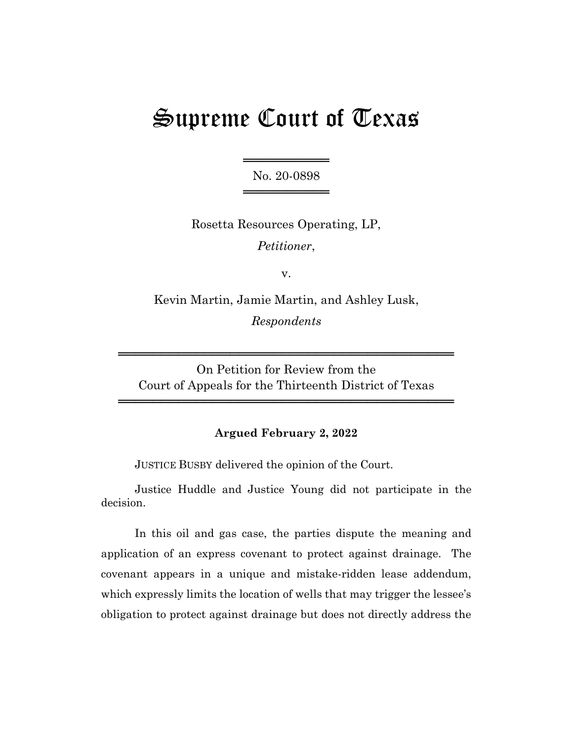# Supreme Court of Texas

No. 20-0898

Rosetta Resources Operating, LP,
*Petitioner*,

v.

Kevin Martin, Jamie Martin, and Ashley Lusk,
*Respondents*

On Petition for Review from the
Court of Appeals for the Thirteenth District of Texas

**Argued February 2, 2022**

JUSTICE BUSBY delivered the opinion of the Court.

Justice Huddle and Justice Young did not participate in the decision.

In this oil and gas case, the parties dispute the meaning and application of an express covenant to protect against drainage. The covenant appears in a unique and mistake-ridden lease addendum, which expressly limits the location of wells that may trigger the lessee's obligation to protect against drainage but does not directly address the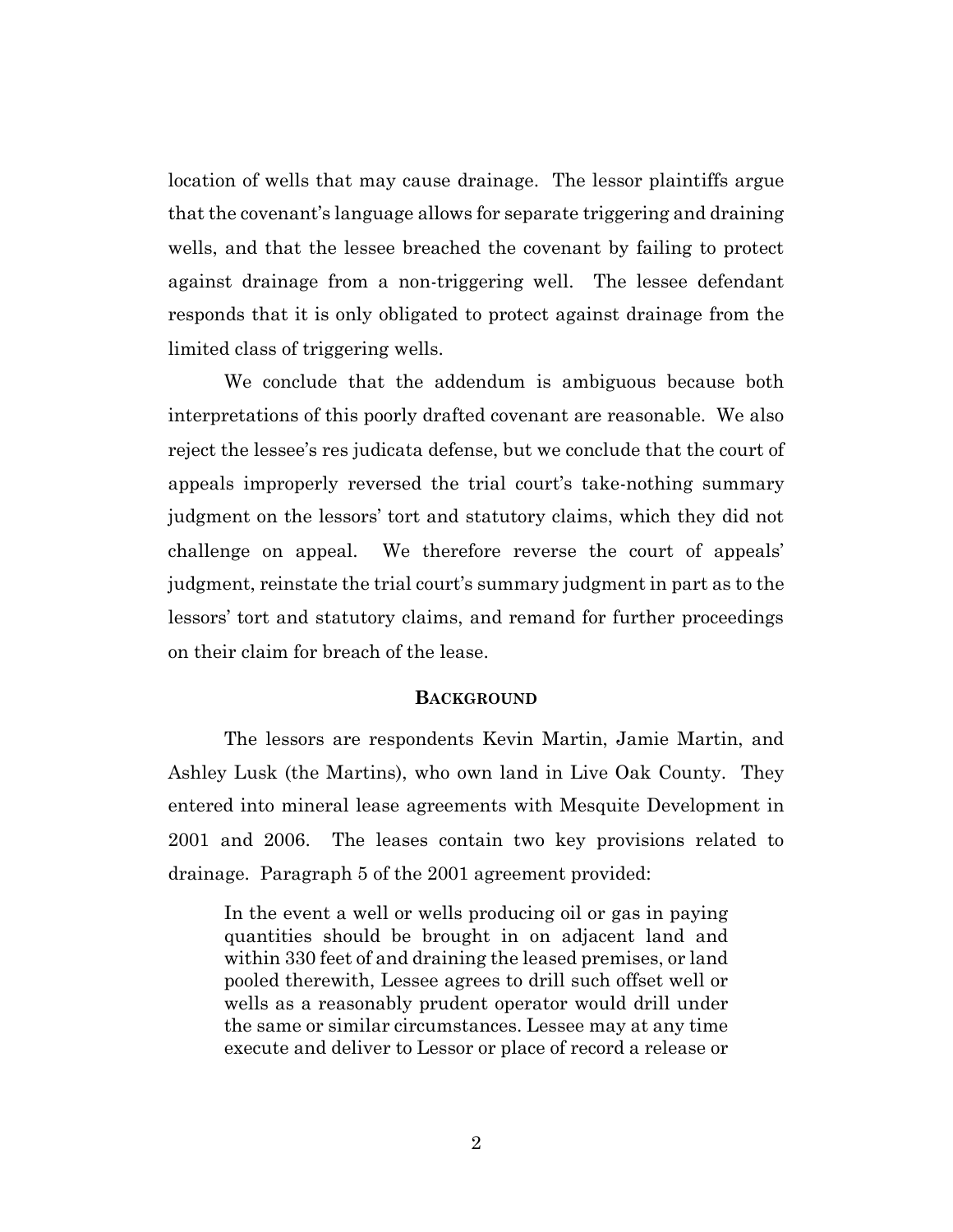location of wells that may cause drainage. The lessor plaintiffs argue that the covenant's language allows for separate triggering and draining wells, and that the lessee breached the covenant by failing to protect against drainage from a non-triggering well. The lessee defendant responds that it is only obligated to protect against drainage from the limited class of triggering wells.

We conclude that the addendum is ambiguous because both interpretations of this poorly drafted covenant are reasonable. We also reject the lessee's res judicata defense, but we conclude that the court of appeals improperly reversed the trial court's take-nothing summary judgment on the lessors' tort and statutory claims, which they did not challenge on appeal. We therefore reverse the court of appeals' judgment, reinstate the trial court's summary judgment in part as to the lessors' tort and statutory claims, and remand for further proceedings on their claim for breach of the lease.

## BACKGROUND

The lessors are respondents Kevin Martin, Jamie Martin, and Ashley Lusk (the Martins), who own land in Live Oak County. They entered into mineral lease agreements with Mesquite Development in 2001 and 2006. The leases contain two key provisions related to drainage. Paragraph 5 of the 2001 agreement provided:

> In the event a well or wells producing oil or gas in paying quantities should be brought in on adjacent land and within 330 feet of and draining the leased premises, or land pooled therewith, Lessee agrees to drill such offset well or wells as a reasonably prudent operator would drill under the same or similar circumstances. Lessee may at any time execute and deliver to Lessor or place of record a release or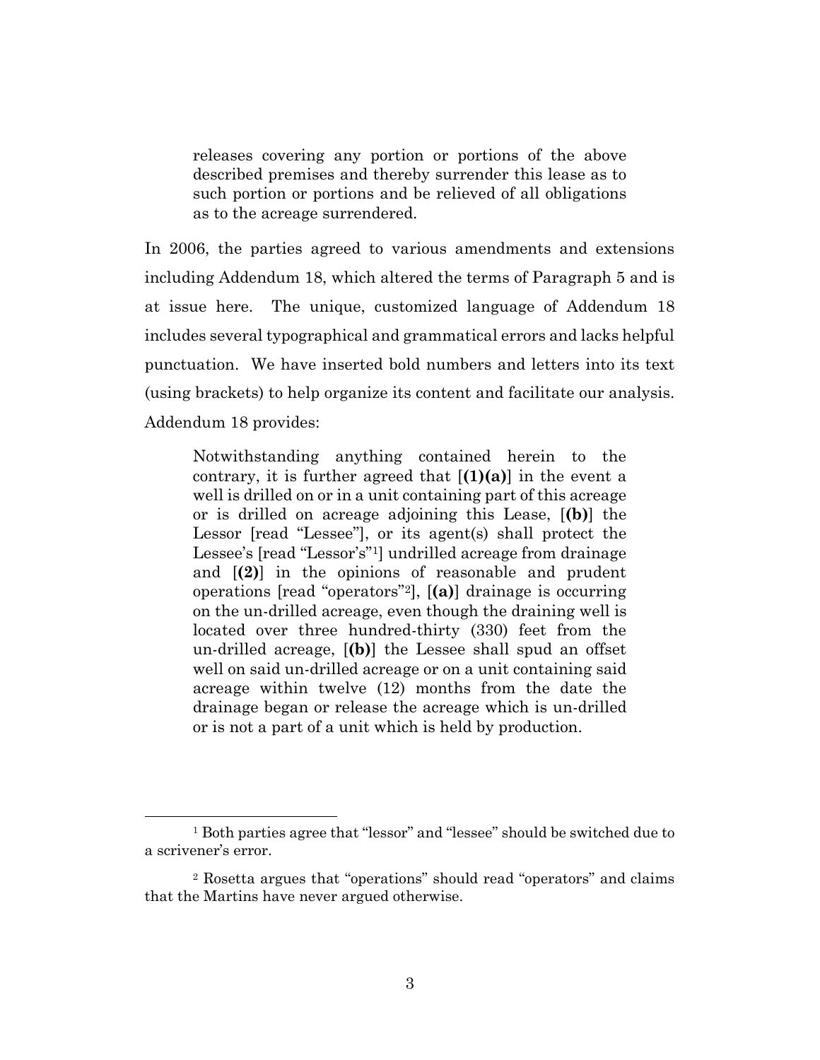> releases covering any portion or portions of the above described premises and thereby surrender this lease as to such portion or portions and be relieved of all obligations as to the acreage surrendered.

In 2006, the parties agreed to various amendments and extensions including Addendum 18, which altered the terms of Paragraph 5 and is at issue here. The unique, customized language of Addendum 18 includes several typographical and grammatical errors and lacks helpful punctuation. We have inserted bold numbers and letters into its text (using brackets) to help organize its content and facilitate our analysis. Addendum 18 provides:

> Notwithstanding anything contained herein to the contrary, it is further agreed that [**(1)(a)**] in the event a well is drilled on or in a unit containing part of this acreage or is drilled on acreage adjoining this Lease, [**(b)**] the Lessor [read "Lessee"], or its agent(s) shall protect the Lessee's [read "Lessor's"[1]] undrilled acreage from drainage and [**(2)**] in the opinions of reasonable and prudent operations [read "operators"[2]], [**(a)**] drainage is occurring on the un-drilled acreage, even though the draining well is located over three hundred-thirty (330) feet from the un-drilled acreage, [**(b)**] the Lessee shall spud an offset well on said un-drilled acreage or on a unit containing said acreage within twelve (12) months from the date the drainage began or release the acreage which is un-drilled or is not a part of a unit which is held by production.

---

[1] Both parties agree that "lessor" and "lessee" should be switched due to a scrivener's error.

[2] Rosetta argues that "operations" should read "operators" and claims that the Martins have never argued otherwise.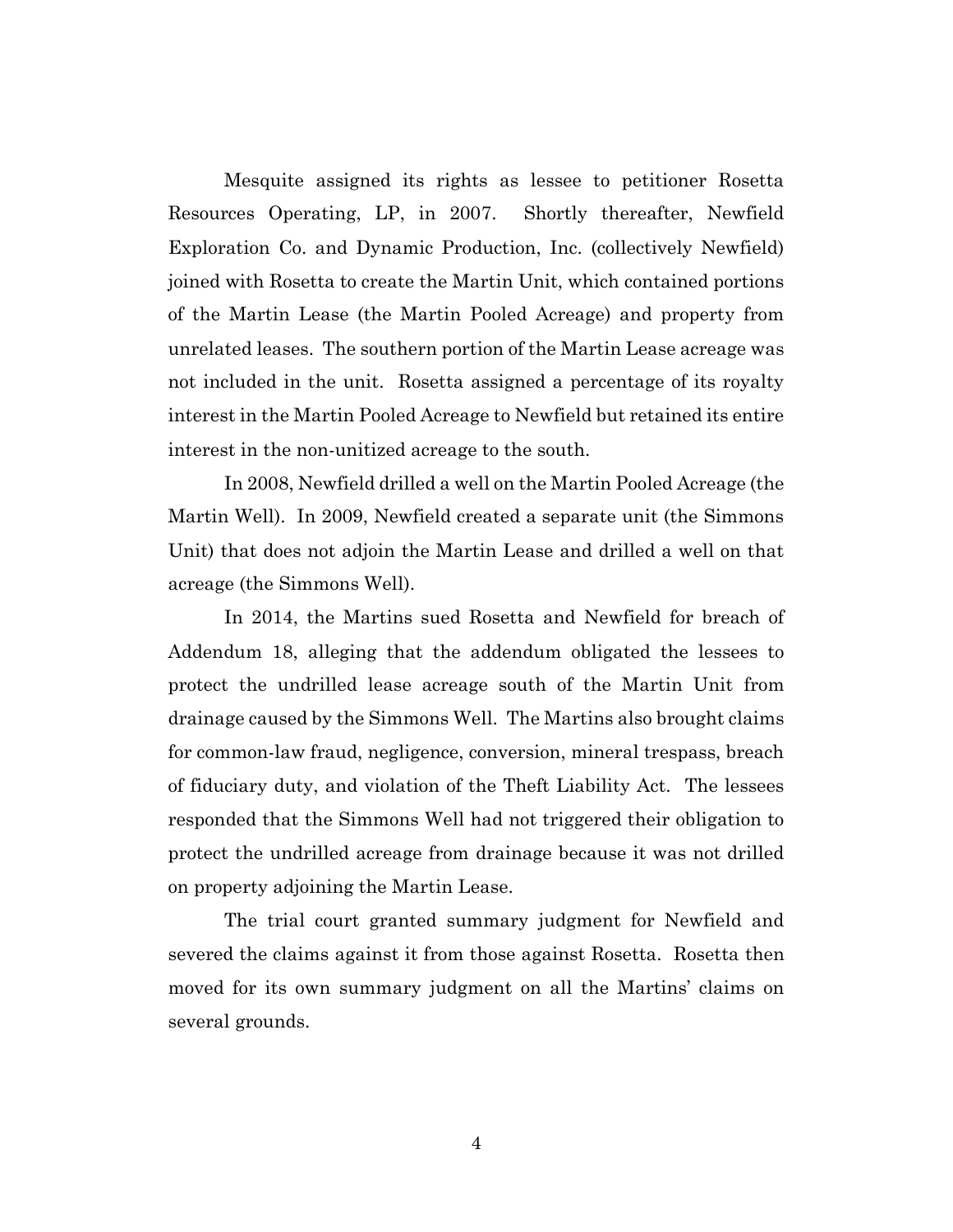Mesquite assigned its rights as lessee to petitioner Rosetta Resources Operating, LP, in 2007. Shortly thereafter, Newfield Exploration Co. and Dynamic Production, Inc. (collectively Newfield) joined with Rosetta to create the Martin Unit, which contained portions of the Martin Lease (the Martin Pooled Acreage) and property from unrelated leases. The southern portion of the Martin Lease acreage was not included in the unit. Rosetta assigned a percentage of its royalty interest in the Martin Pooled Acreage to Newfield but retained its entire interest in the non-unitized acreage to the south.

In 2008, Newfield drilled a well on the Martin Pooled Acreage (the Martin Well). In 2009, Newfield created a separate unit (the Simmons Unit) that does not adjoin the Martin Lease and drilled a well on that acreage (the Simmons Well).

In 2014, the Martins sued Rosetta and Newfield for breach of Addendum 18, alleging that the addendum obligated the lessees to protect the undrilled lease acreage south of the Martin Unit from drainage caused by the Simmons Well. The Martins also brought claims for common-law fraud, negligence, conversion, mineral trespass, breach of fiduciary duty, and violation of the Theft Liability Act. The lessees responded that the Simmons Well had not triggered their obligation to protect the undrilled acreage from drainage because it was not drilled on property adjoining the Martin Lease.

The trial court granted summary judgment for Newfield and severed the claims against it from those against Rosetta. Rosetta then moved for its own summary judgment on all the Martins' claims on several grounds.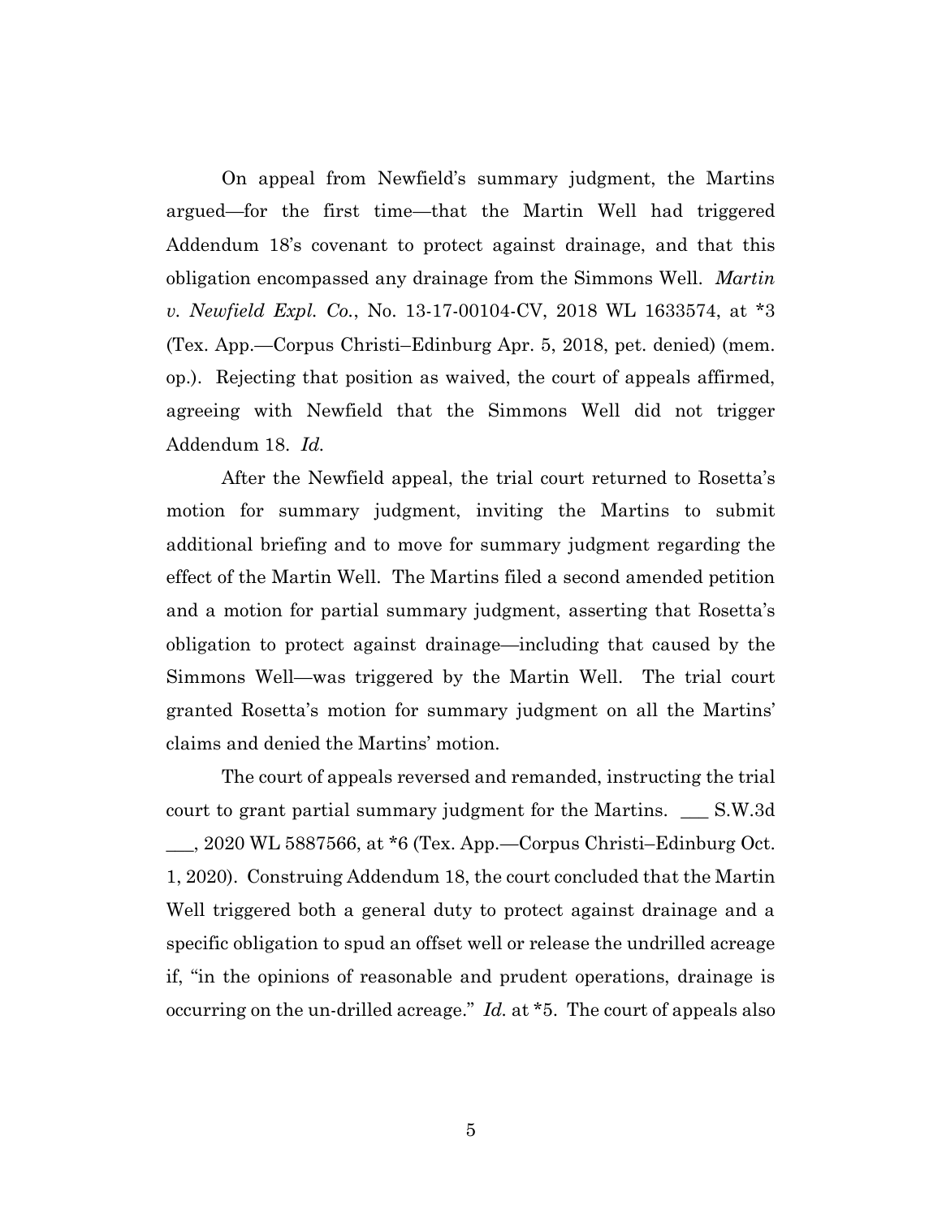On appeal from Newfield's summary judgment, the Martins argued—for the first time—that the Martin Well had triggered Addendum 18's covenant to protect against drainage, and that this obligation encompassed any drainage from the Simmons Well. *Martin v. Newfield Expl. Co.*, No. 13-17-00104-CV, 2018 WL 1633574, at *3 (Tex. App.—Corpus Christi–Edinburg Apr. 5, 2018, pet. denied) (mem. op.). Rejecting that position as waived, the court of appeals affirmed, agreeing with Newfield that the Simmons Well did not trigger Addendum 18. *Id.*

After the Newfield appeal, the trial court returned to Rosetta's motion for summary judgment, inviting the Martins to submit additional briefing and to move for summary judgment regarding the effect of the Martin Well. The Martins filed a second amended petition and a motion for partial summary judgment, asserting that Rosetta's obligation to protect against drainage—including that caused by the Simmons Well—was triggered by the Martin Well. The trial court granted Rosetta's motion for summary judgment on all the Martins' claims and denied the Martins' motion.

The court of appeals reversed and remanded, instructing the trial court to grant partial summary judgment for the Martins. ___ S.W.3d ___, 2020 WL 5887566, at *6 (Tex. App.—Corpus Christi–Edinburg Oct. 1, 2020). Construing Addendum 18, the court concluded that the Martin Well triggered both a general duty to protect against drainage and a specific obligation to spud an offset well or release the undrilled acreage if, "in the opinions of reasonable and prudent operations, drainage is occurring on the un-drilled acreage." *Id.* at *5. The court of appeals also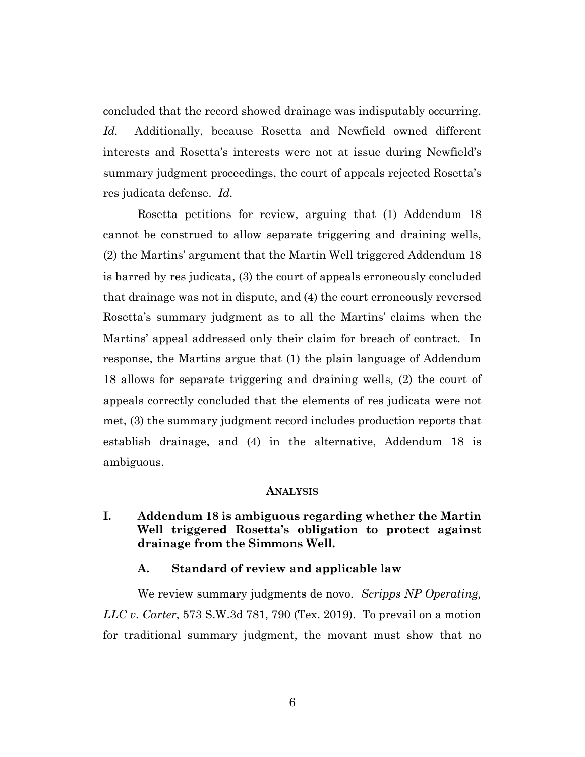concluded that the record showed drainage was indisputably occurring. *Id.* Additionally, because Rosetta and Newfield owned different interests and Rosetta's interests were not at issue during Newfield's summary judgment proceedings, the court of appeals rejected Rosetta's res judicata defense. *Id.*

Rosetta petitions for review, arguing that (1) Addendum 18 cannot be construed to allow separate triggering and draining wells, (2) the Martins' argument that the Martin Well triggered Addendum 18 is barred by res judicata, (3) the court of appeals erroneously concluded that drainage was not in dispute, and (4) the court erroneously reversed Rosetta's summary judgment as to all the Martins' claims when the Martins' appeal addressed only their claim for breach of contract. In response, the Martins argue that (1) the plain language of Addendum 18 allows for separate triggering and draining wells, (2) the court of appeals correctly concluded that the elements of res judicata were not met, (3) the summary judgment record includes production reports that establish drainage, and (4) in the alternative, Addendum 18 is ambiguous.

## ANALYSIS

### I. Addendum 18 is ambiguous regarding whether the Martin Well triggered Rosetta's obligation to protect against drainage from the Simmons Well.

#### A. Standard of review and applicable law

We review summary judgments de novo. *Scripps NP Operating, LLC v. Carter*, 573 S.W.3d 781, 790 (Tex. 2019). To prevail on a motion for traditional summary judgment, the movant must show that no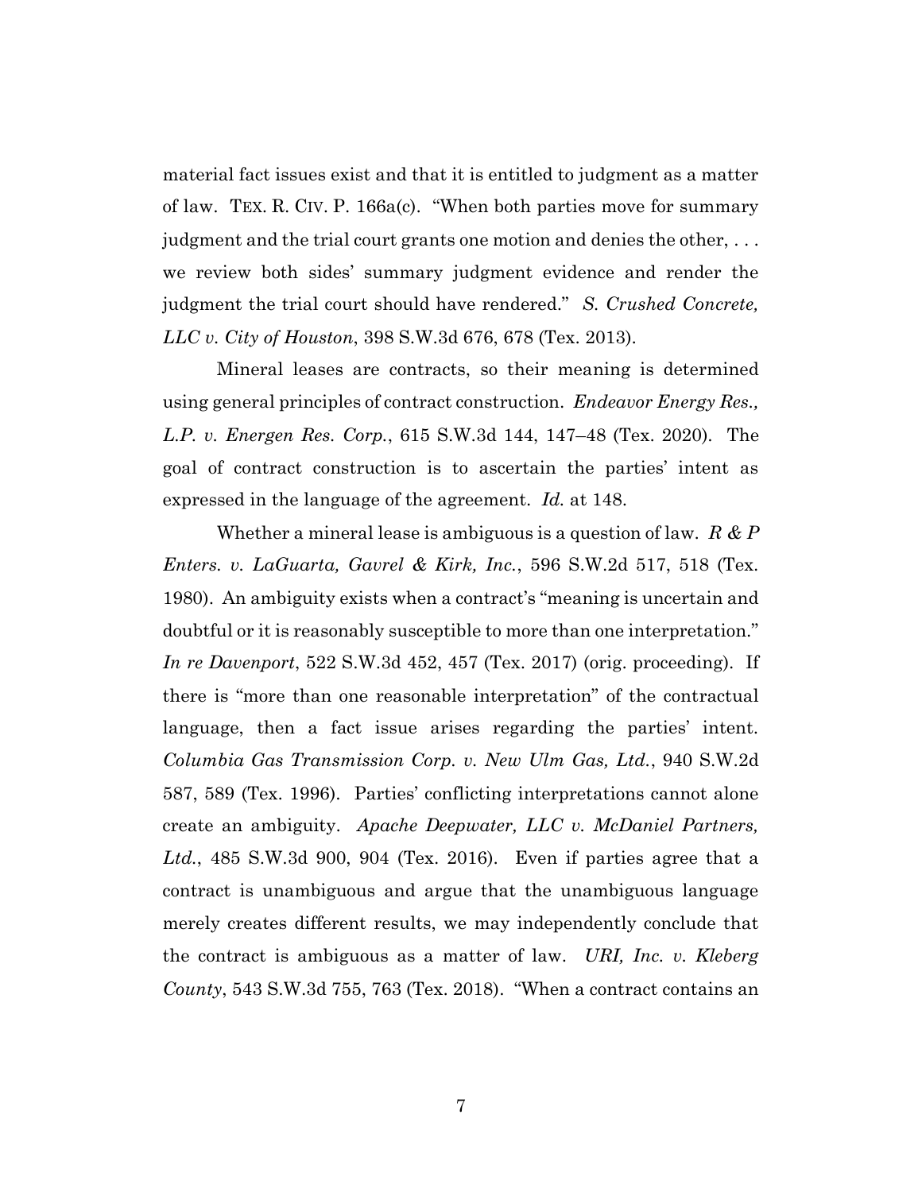material fact issues exist and that it is entitled to judgment as a matter of law. TEX. R. CIV. P. 166a(c). "When both parties move for summary judgment and the trial court grants one motion and denies the other, . . . we review both sides' summary judgment evidence and render the judgment the trial court should have rendered." *S. Crushed Concrete, LLC v. City of Houston*, 398 S.W.3d 676, 678 (Tex. 2013).

Mineral leases are contracts, so their meaning is determined using general principles of contract construction. *Endeavor Energy Res., L.P. v. Energen Res. Corp.*, 615 S.W.3d 144, 147–48 (Tex. 2020). The goal of contract construction is to ascertain the parties' intent as expressed in the language of the agreement. *Id.* at 148.

Whether a mineral lease is ambiguous is a question of law. *R & P Enters. v. LaGuarta, Gavrel & Kirk, Inc.*, 596 S.W.2d 517, 518 (Tex. 1980). An ambiguity exists when a contract's "meaning is uncertain and doubtful or it is reasonably susceptible to more than one interpretation." *In re Davenport*, 522 S.W.3d 452, 457 (Tex. 2017) (orig. proceeding). If there is "more than one reasonable interpretation" of the contractual language, then a fact issue arises regarding the parties' intent. *Columbia Gas Transmission Corp. v. New Ulm Gas, Ltd.*, 940 S.W.2d 587, 589 (Tex. 1996). Parties' conflicting interpretations cannot alone create an ambiguity. *Apache Deepwater, LLC v. McDaniel Partners, Ltd.*, 485 S.W.3d 900, 904 (Tex. 2016). Even if parties agree that a contract is unambiguous and argue that the unambiguous language merely creates different results, we may independently conclude that the contract is ambiguous as a matter of law. *URI, Inc. v. Kleberg County*, 543 S.W.3d 755, 763 (Tex. 2018). "When a contract contains an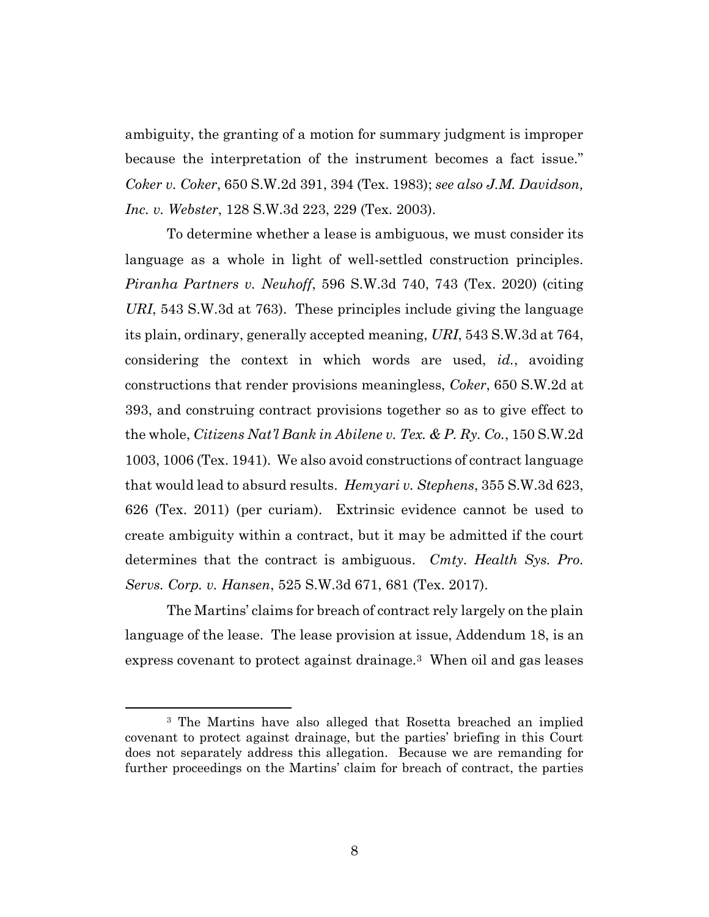ambiguity, the granting of a motion for summary judgment is improper because the interpretation of the instrument becomes a fact issue." *Coker v. Coker*, 650 S.W.2d 391, 394 (Tex. 1983); *see also J.M. Davidson, Inc. v. Webster*, 128 S.W.3d 223, 229 (Tex. 2003).

To determine whether a lease is ambiguous, we must consider its language as a whole in light of well-settled construction principles. *Piranha Partners v. Neuhoff*, 596 S.W.3d 740, 743 (Tex. 2020) (citing *URI*, 543 S.W.3d at 763). These principles include giving the language its plain, ordinary, generally accepted meaning, *URI*, 543 S.W.3d at 764, considering the context in which words are used, *id.*, avoiding constructions that render provisions meaningless, *Coker*, 650 S.W.2d at 393, and construing contract provisions together so as to give effect to the whole, *Citizens Nat'l Bank in Abilene v. Tex. & P. Ry. Co.*, 150 S.W.2d 1003, 1006 (Tex. 1941). We also avoid constructions of contract language that would lead to absurd results. *Hemyari v. Stephens*, 355 S.W.3d 623, 626 (Tex. 2011) (per curiam). Extrinsic evidence cannot be used to create ambiguity within a contract, but it may be admitted if the court determines that the contract is ambiguous. *Cmty. Health Sys. Pro. Servs. Corp. v. Hansen*, 525 S.W.3d 671, 681 (Tex. 2017).

The Martins' claims for breach of contract rely largely on the plain language of the lease. The lease provision at issue, Addendum 18, is an express covenant to protect against drainage.[3] When oil and gas leases

[3] The Martins have also alleged that Rosetta breached an implied covenant to protect against drainage, but the parties' briefing in this Court does not separately address this allegation. Because we are remanding for further proceedings on the Martins' claim for breach of contract, the parties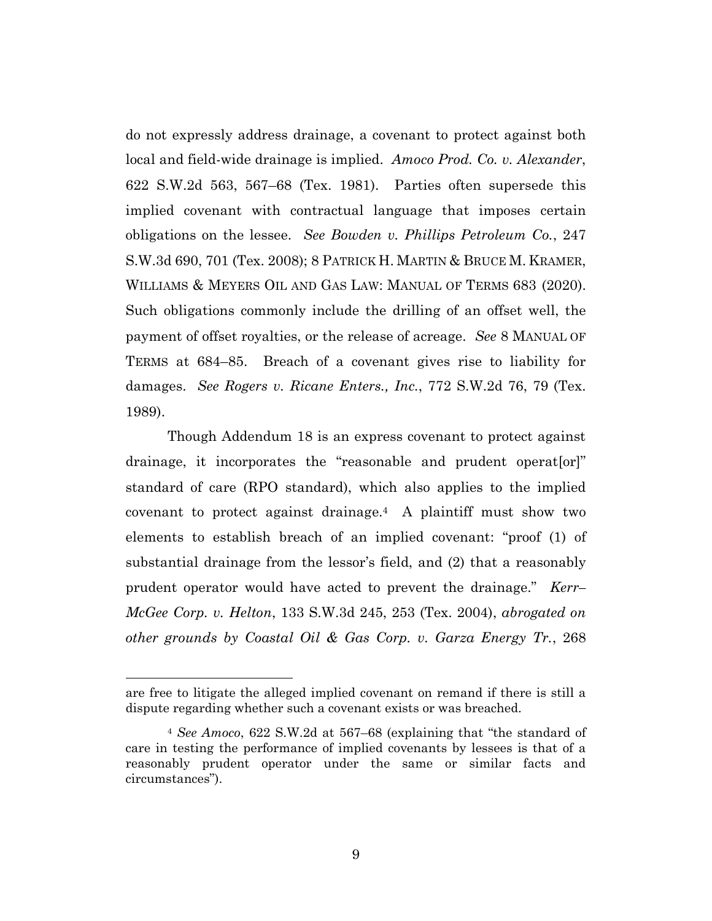do not expressly address drainage, a covenant to protect against both local and field-wide drainage is implied. *Amoco Prod. Co. v. Alexander*, 622 S.W.2d 563, 567–68 (Tex. 1981). Parties often supersede this implied covenant with contractual language that imposes certain obligations on the lessee. *See Bowden v. Phillips Petroleum Co.*, 247 S.W.3d 690, 701 (Tex. 2008); 8 PATRICK H. MARTIN & BRUCE M. KRAMER, WILLIAMS & MEYERS OIL AND GAS LAW: MANUAL OF TERMS 683 (2020). Such obligations commonly include the drilling of an offset well, the payment of offset royalties, or the release of acreage. *See* 8 MANUAL OF TERMS at 684–85. Breach of a covenant gives rise to liability for damages. *See Rogers v. Ricane Enters., Inc.*, 772 S.W.2d 76, 79 (Tex. 1989).

Though Addendum 18 is an express covenant to protect against drainage, it incorporates the "reasonable and prudent operat[or]" standard of care (RPO standard), which also applies to the implied covenant to protect against drainage.[4] A plaintiff must show two elements to establish breach of an implied covenant: "proof (1) of substantial drainage from the lessor's field, and (2) that a reasonably prudent operator would have acted to prevent the drainage." *Kerr–McGee Corp. v. Helton*, 133 S.W.3d 245, 253 (Tex. 2004), *abrogated on other grounds by Coastal Oil & Gas Corp. v. Garza Energy Tr.*, 268

---

are free to litigate the alleged implied covenant on remand if there is still a dispute regarding whether such a covenant exists or was breached.

[4] *See Amoco*, 622 S.W.2d at 567–68 (explaining that "the standard of care in testing the performance of implied covenants by lessees is that of a reasonably prudent operator under the same or similar facts and circumstances").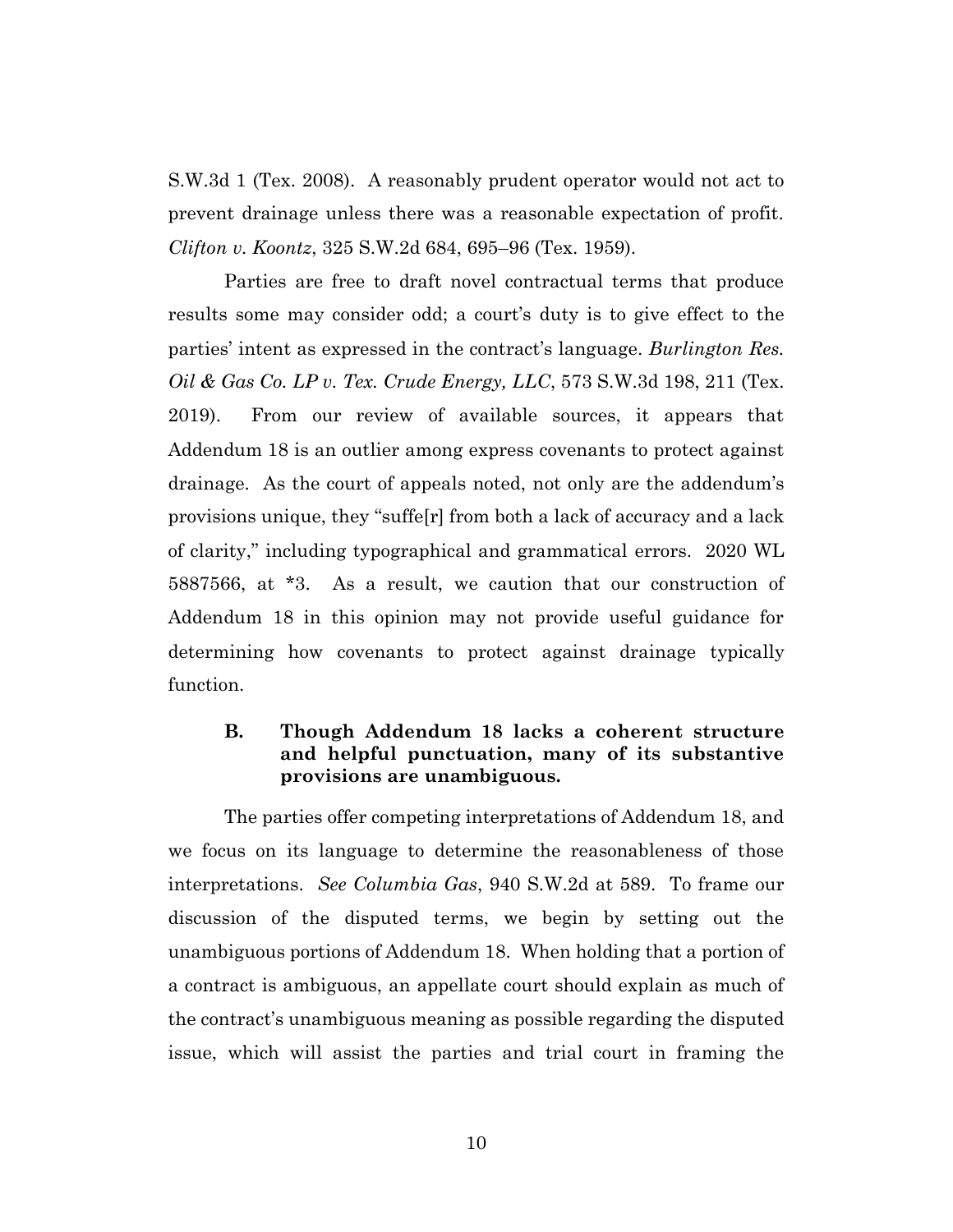S.W.3d 1 (Tex. 2008). A reasonably prudent operator would not act to prevent drainage unless there was a reasonable expectation of profit. *Clifton v. Koontz*, 325 S.W.2d 684, 695–96 (Tex. 1959).

Parties are free to draft novel contractual terms that produce results some may consider odd; a court's duty is to give effect to the parties' intent as expressed in the contract's language. *Burlington Res. Oil & Gas Co. LP v. Tex. Crude Energy, LLC*, 573 S.W.3d 198, 211 (Tex. 2019). From our review of available sources, it appears that Addendum 18 is an outlier among express covenants to protect against drainage. As the court of appeals noted, not only are the addendum's provisions unique, they "suffe[r] from both a lack of accuracy and a lack of clarity," including typographical and grammatical errors. 2020 WL 5887566, at *3. As a result, we caution that our construction of Addendum 18 in this opinion may not provide useful guidance for determining how covenants to protect against drainage typically function.

### B. Though Addendum 18 lacks a coherent structure and helpful punctuation, many of its substantive provisions are unambiguous.

The parties offer competing interpretations of Addendum 18, and we focus on its language to determine the reasonableness of those interpretations. *See Columbia Gas*, 940 S.W.2d at 589. To frame our discussion of the disputed terms, we begin by setting out the unambiguous portions of Addendum 18. When holding that a portion of a contract is ambiguous, an appellate court should explain as much of the contract's unambiguous meaning as possible regarding the disputed issue, which will assist the parties and trial court in framing the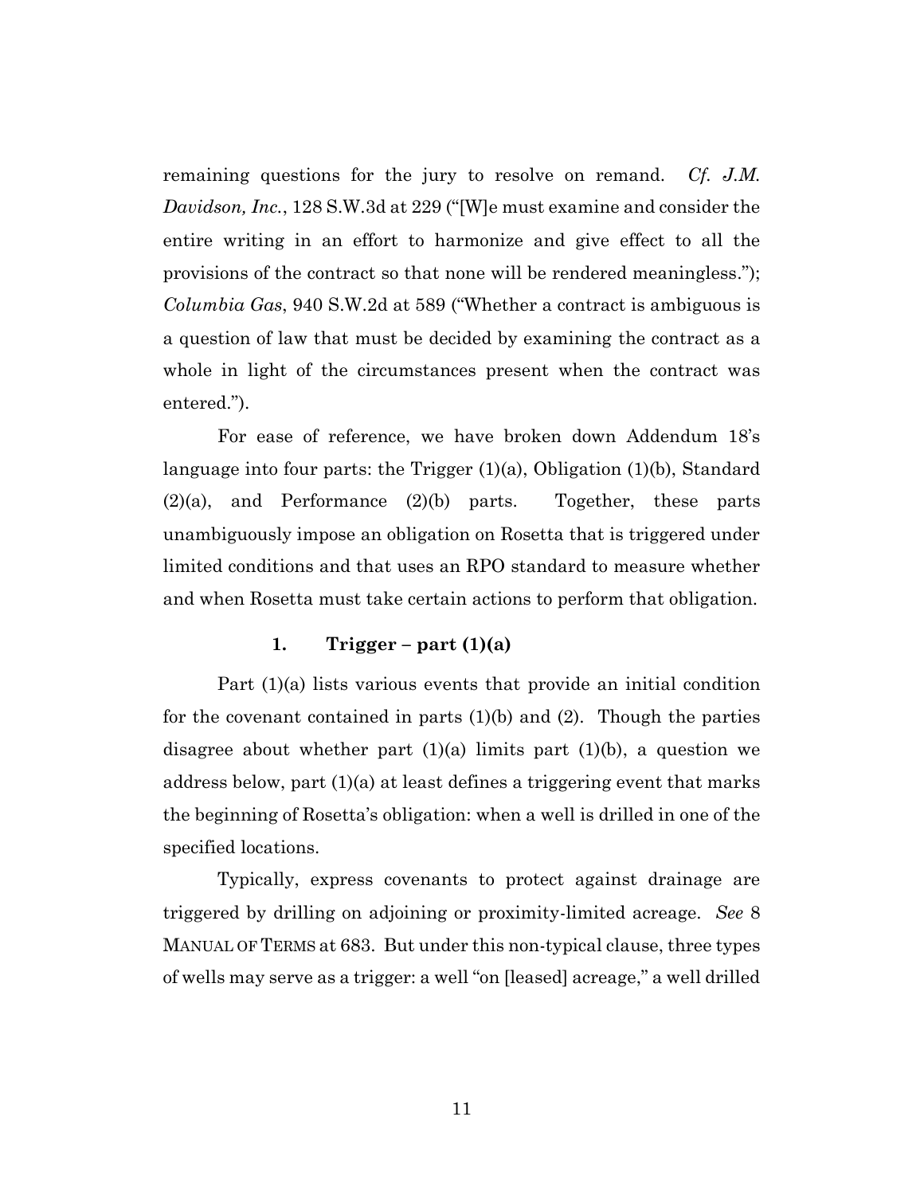remaining questions for the jury to resolve on remand. *Cf. J.M. Davidson, Inc.*, 128 S.W.3d at 229 ("[W]e must examine and consider the entire writing in an effort to harmonize and give effect to all the provisions of the contract so that none will be rendered meaningless."); *Columbia Gas*, 940 S.W.2d at 589 ("Whether a contract is ambiguous is a question of law that must be decided by examining the contract as a whole in light of the circumstances present when the contract was entered.").

For ease of reference, we have broken down Addendum 18's language into four parts: the Trigger (1)(a), Obligation (1)(b), Standard (2)(a), and Performance (2)(b) parts. Together, these parts unambiguously impose an obligation on Rosetta that is triggered under limited conditions and that uses an RPO standard to measure whether and when Rosetta must take certain actions to perform that obligation.

### 1. Trigger – part (1)(a)

Part (1)(a) lists various events that provide an initial condition for the covenant contained in parts (1)(b) and (2). Though the parties disagree about whether part (1)(a) limits part (1)(b), a question we address below, part (1)(a) at least defines a triggering event that marks the beginning of Rosetta's obligation: when a well is drilled in one of the specified locations.

Typically, express covenants to protect against drainage are triggered by drilling on adjoining or proximity-limited acreage. *See* 8 MANUAL OF TERMS at 683. But under this non-typical clause, three types of wells may serve as a trigger: a well "on [leased] acreage," a well drilled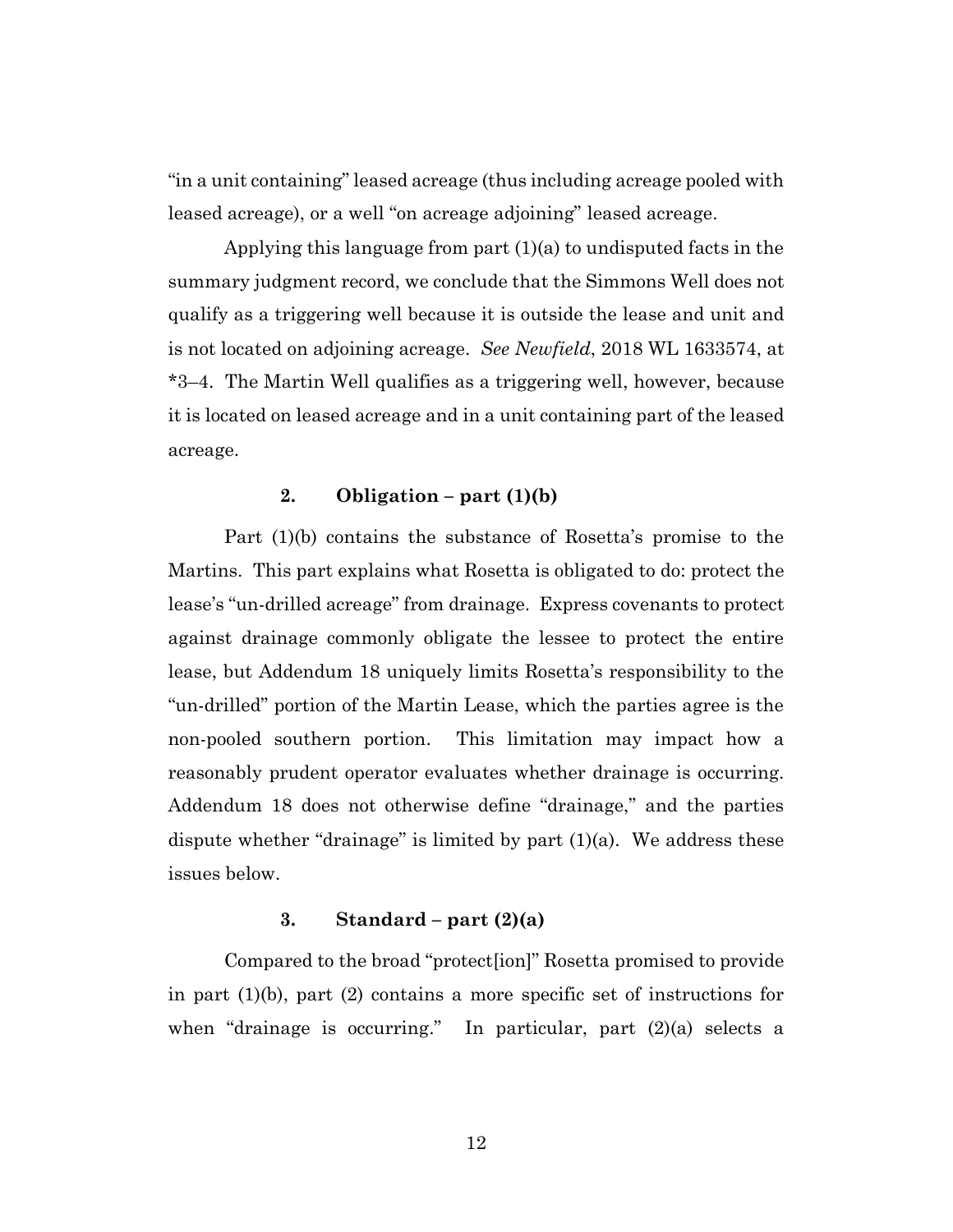"in a unit containing" leased acreage (thus including acreage pooled with leased acreage), or a well "on acreage adjoining" leased acreage.

Applying this language from part (1)(a) to undisputed facts in the summary judgment record, we conclude that the Simmons Well does not qualify as a triggering well because it is outside the lease and unit and is not located on adjoining acreage. *See Newfield*, 2018 WL 1633574, at *3–4. The Martin Well qualifies as a triggering well, however, because it is located on leased acreage and in a unit containing part of the leased acreage.

### 2. Obligation – part (1)(b)

Part (1)(b) contains the substance of Rosetta's promise to the Martins. This part explains what Rosetta is obligated to do: protect the lease's "un-drilled acreage" from drainage. Express covenants to protect against drainage commonly obligate the lessee to protect the entire lease, but Addendum 18 uniquely limits Rosetta's responsibility to the "un-drilled" portion of the Martin Lease, which the parties agree is the non-pooled southern portion. This limitation may impact how a reasonably prudent operator evaluates whether drainage is occurring. Addendum 18 does not otherwise define "drainage," and the parties dispute whether "drainage" is limited by part (1)(a). We address these issues below.

### 3. Standard – part (2)(a)

Compared to the broad "protect[ion]" Rosetta promised to provide in part (1)(b), part (2) contains a more specific set of instructions for when "drainage is occurring." In particular, part (2)(a) selects a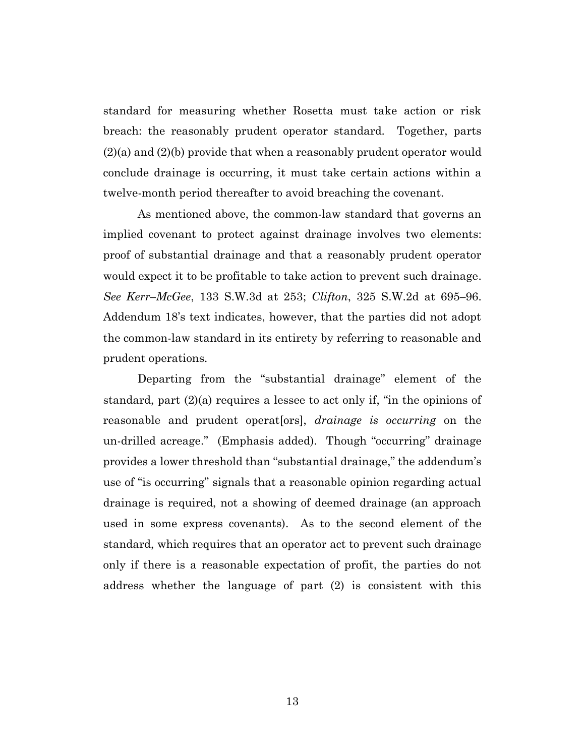standard for measuring whether Rosetta must take action or risk breach: the reasonably prudent operator standard. Together, parts (2)(a) and (2)(b) provide that when a reasonably prudent operator would conclude drainage is occurring, it must take certain actions within a twelve-month period thereafter to avoid breaching the covenant.

As mentioned above, the common-law standard that governs an implied covenant to protect against drainage involves two elements: proof of substantial drainage and that a reasonably prudent operator would expect it to be profitable to take action to prevent such drainage. *See Kerr–McGee*, 133 S.W.3d at 253; *Clifton*, 325 S.W.2d at 695–96. Addendum 18's text indicates, however, that the parties did not adopt the common-law standard in its entirety by referring to reasonable and prudent operations.

Departing from the "substantial drainage" element of the standard, part (2)(a) requires a lessee to act only if, "in the opinions of reasonable and prudent operat[ors], *drainage is occurring* on the un-drilled acreage." (Emphasis added). Though "occurring" drainage provides a lower threshold than "substantial drainage," the addendum's use of "is occurring" signals that a reasonable opinion regarding actual drainage is required, not a showing of deemed drainage (an approach used in some express covenants). As to the second element of the standard, which requires that an operator act to prevent such drainage only if there is a reasonable expectation of profit, the parties do not address whether the language of part (2) is consistent with this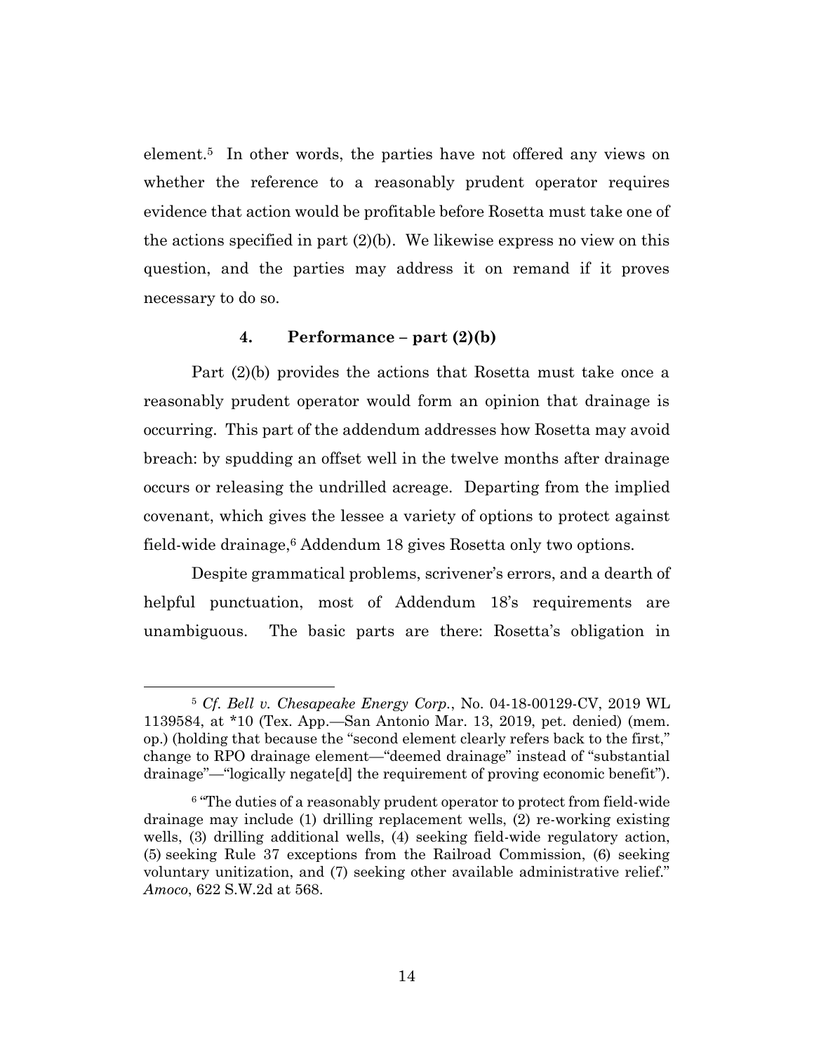element.[5] In other words, the parties have not offered any views on whether the reference to a reasonably prudent operator requires evidence that action would be profitable before Rosetta must take one of the actions specified in part (2)(b). We likewise express no view on this question, and the parties may address it on remand if it proves necessary to do so.

#### 4. Performance – part (2)(b)

Part (2)(b) provides the actions that Rosetta must take once a reasonably prudent operator would form an opinion that drainage is occurring. This part of the addendum addresses how Rosetta may avoid breach: by spudding an offset well in the twelve months after drainage occurs or releasing the undrilled acreage. Departing from the implied covenant, which gives the lessee a variety of options to protect against field-wide drainage,[6] Addendum 18 gives Rosetta only two options.

Despite grammatical problems, scrivener's errors, and a dearth of helpful punctuation, most of Addendum 18's requirements are unambiguous. The basic parts are there: Rosetta's obligation in

---

[5] *Cf. Bell v. Chesapeake Energy Corp.*, No. 04-18-00129-CV, 2019 WL 1139584, at *10 (Tex. App.—San Antonio Mar. 13, 2019, pet. denied) (mem. op.) (holding that because the "second element clearly refers back to the first," change to RPO drainage element—"deemed drainage" instead of "substantial drainage"—"logically negate[d] the requirement of proving economic benefit").

[6] "The duties of a reasonably prudent operator to protect from field-wide drainage may include (1) drilling replacement wells, (2) re-working existing wells, (3) drilling additional wells, (4) seeking field-wide regulatory action, (5) seeking Rule 37 exceptions from the Railroad Commission, (6) seeking voluntary unitization, and (7) seeking other available administrative relief." *Amoco*, 622 S.W.2d at 568.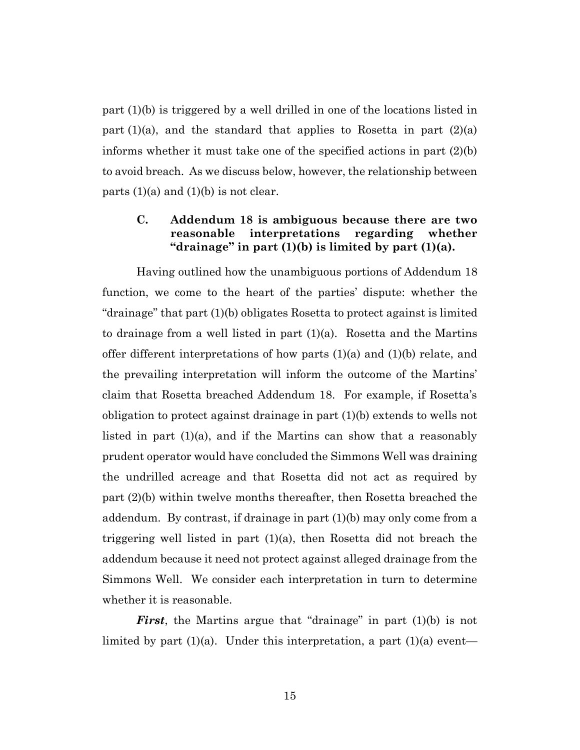part (1)(b) is triggered by a well drilled in one of the locations listed in part (1)(a), and the standard that applies to Rosetta in part (2)(a) informs whether it must take one of the specified actions in part (2)(b) to avoid breach. As we discuss below, however, the relationship between parts (1)(a) and (1)(b) is not clear.

### C. Addendum 18 is ambiguous because there are two reasonable interpretations regarding whether "drainage" in part (1)(b) is limited by part (1)(a).

Having outlined how the unambiguous portions of Addendum 18 function, we come to the heart of the parties' dispute: whether the "drainage" that part (1)(b) obligates Rosetta to protect against is limited to drainage from a well listed in part (1)(a). Rosetta and the Martins offer different interpretations of how parts (1)(a) and (1)(b) relate, and the prevailing interpretation will inform the outcome of the Martins' claim that Rosetta breached Addendum 18. For example, if Rosetta's obligation to protect against drainage in part (1)(b) extends to wells not listed in part (1)(a), and if the Martins can show that a reasonably prudent operator would have concluded the Simmons Well was draining the undrilled acreage and that Rosetta did not act as required by part (2)(b) within twelve months thereafter, then Rosetta breached the addendum. By contrast, if drainage in part (1)(b) may only come from a triggering well listed in part (1)(a), then Rosetta did not breach the addendum because it need not protect against alleged drainage from the Simmons Well. We consider each interpretation in turn to determine whether it is reasonable.

***First***, the Martins argue that "drainage" in part (1)(b) is not limited by part (1)(a). Under this interpretation, a part (1)(a) event—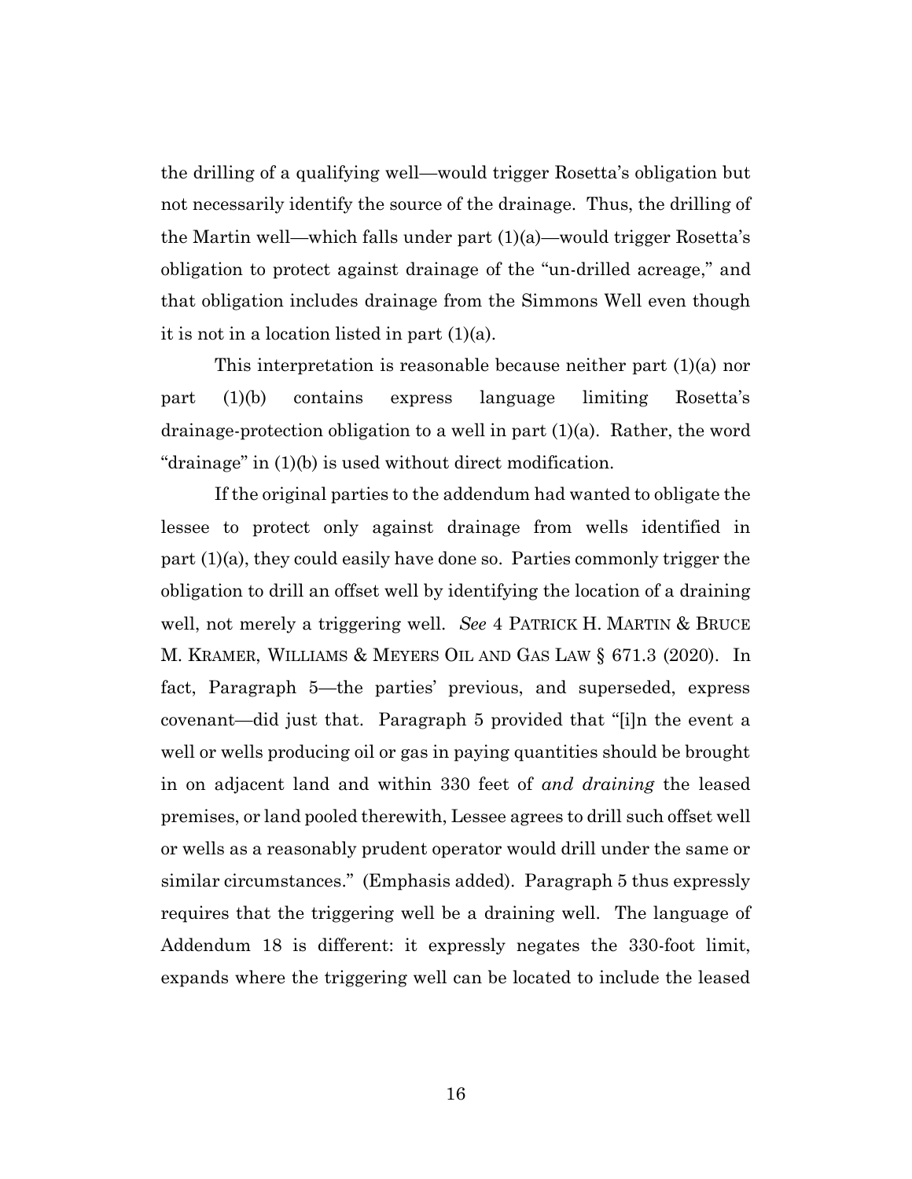the drilling of a qualifying well—would trigger Rosetta's obligation but not necessarily identify the source of the drainage. Thus, the drilling of the Martin well—which falls under part (1)(a)—would trigger Rosetta's obligation to protect against drainage of the "un-drilled acreage," and that obligation includes drainage from the Simmons Well even though it is not in a location listed in part (1)(a).

This interpretation is reasonable because neither part (1)(a) nor part (1)(b) contains express language limiting Rosetta's drainage-protection obligation to a well in part (1)(a). Rather, the word "drainage" in (1)(b) is used without direct modification.

If the original parties to the addendum had wanted to obligate the lessee to protect only against drainage from wells identified in part (1)(a), they could easily have done so. Parties commonly trigger the obligation to drill an offset well by identifying the location of a draining well, not merely a triggering well. *See* 4 PATRICK H. MARTIN & BRUCE M. KRAMER, WILLIAMS & MEYERS OIL AND GAS LAW § 671.3 (2020). In fact, Paragraph 5—the parties' previous, and superseded, express covenant—did just that. Paragraph 5 provided that "[i]n the event a well or wells producing oil or gas in paying quantities should be brought in on adjacent land and within 330 feet of *and draining* the leased premises, or land pooled therewith, Lessee agrees to drill such offset well or wells as a reasonably prudent operator would drill under the same or similar circumstances." (Emphasis added). Paragraph 5 thus expressly requires that the triggering well be a draining well. The language of Addendum 18 is different: it expressly negates the 330-foot limit, expands where the triggering well can be located to include the leased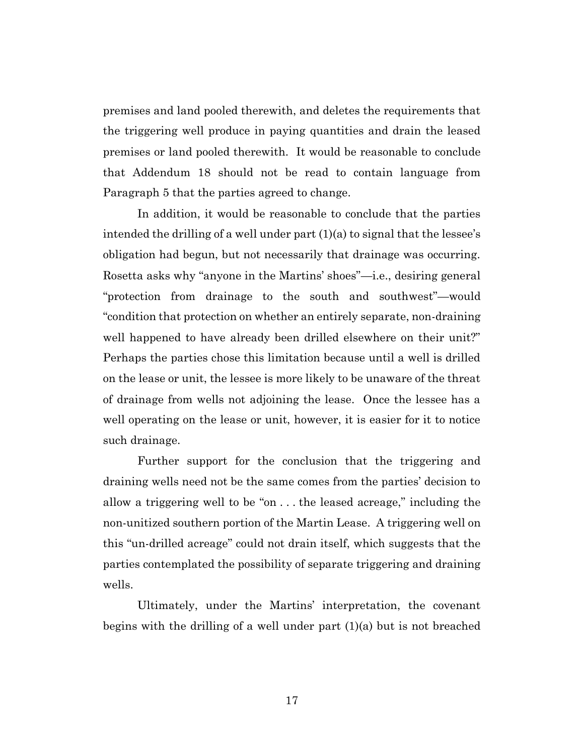premises and land pooled therewith, and deletes the requirements that the triggering well produce in paying quantities and drain the leased premises or land pooled therewith. It would be reasonable to conclude that Addendum 18 should not be read to contain language from Paragraph 5 that the parties agreed to change.

In addition, it would be reasonable to conclude that the parties intended the drilling of a well under part (1)(a) to signal that the lessee's obligation had begun, but not necessarily that drainage was occurring. Rosetta asks why "anyone in the Martins' shoes"—i.e., desiring general "protection from drainage to the south and southwest"—would "condition that protection on whether an entirely separate, non-draining well happened to have already been drilled elsewhere on their unit?" Perhaps the parties chose this limitation because until a well is drilled on the lease or unit, the lessee is more likely to be unaware of the threat of drainage from wells not adjoining the lease. Once the lessee has a well operating on the lease or unit, however, it is easier for it to notice such drainage.

Further support for the conclusion that the triggering and draining wells need not be the same comes from the parties' decision to allow a triggering well to be "on . . . the leased acreage," including the non-unitized southern portion of the Martin Lease. A triggering well on this "un-drilled acreage" could not drain itself, which suggests that the parties contemplated the possibility of separate triggering and draining wells.

Ultimately, under the Martins' interpretation, the covenant begins with the drilling of a well under part (1)(a) but is not breached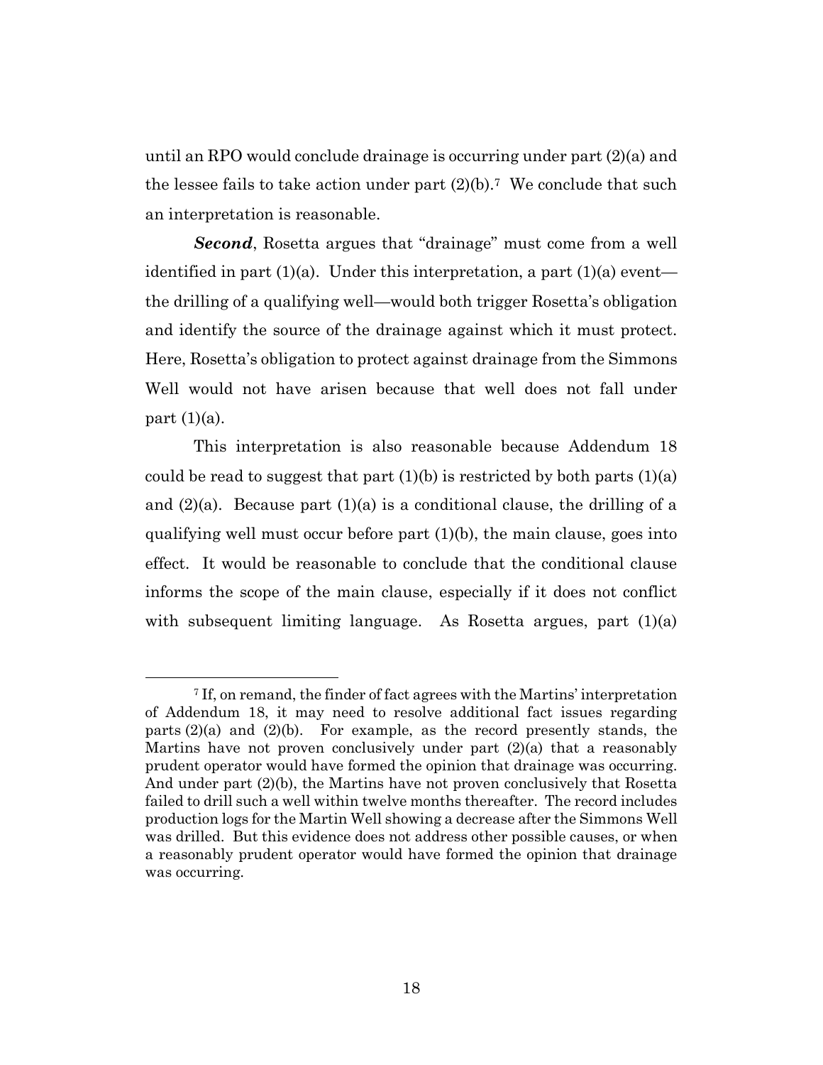until an RPO would conclude drainage is occurring under part (2)(a) and the lessee fails to take action under part (2)(b).[7] We conclude that such an interpretation is reasonable.

***Second***, Rosetta argues that "drainage" must come from a well identified in part (1)(a). Under this interpretation, a part (1)(a) event—the drilling of a qualifying well—would both trigger Rosetta's obligation and identify the source of the drainage against which it must protect. Here, Rosetta's obligation to protect against drainage from the Simmons Well would not have arisen because that well does not fall under part (1)(a).

This interpretation is also reasonable because Addendum 18 could be read to suggest that part (1)(b) is restricted by both parts (1)(a) and (2)(a). Because part (1)(a) is a conditional clause, the drilling of a qualifying well must occur before part (1)(b), the main clause, goes into effect. It would be reasonable to conclude that the conditional clause informs the scope of the main clause, especially if it does not conflict with subsequent limiting language. As Rosetta argues, part (1)(a)

---

[7] If, on remand, the finder of fact agrees with the Martins' interpretation of Addendum 18, it may need to resolve additional fact issues regarding parts (2)(a) and (2)(b). For example, as the record presently stands, the Martins have not proven conclusively under part (2)(a) that a reasonably prudent operator would have formed the opinion that drainage was occurring. And under part (2)(b), the Martins have not proven conclusively that Rosetta failed to drill such a well within twelve months thereafter. The record includes production logs for the Martin Well showing a decrease after the Simmons Well was drilled. But this evidence does not address other possible causes, or when a reasonably prudent operator would have formed the opinion that drainage was occurring.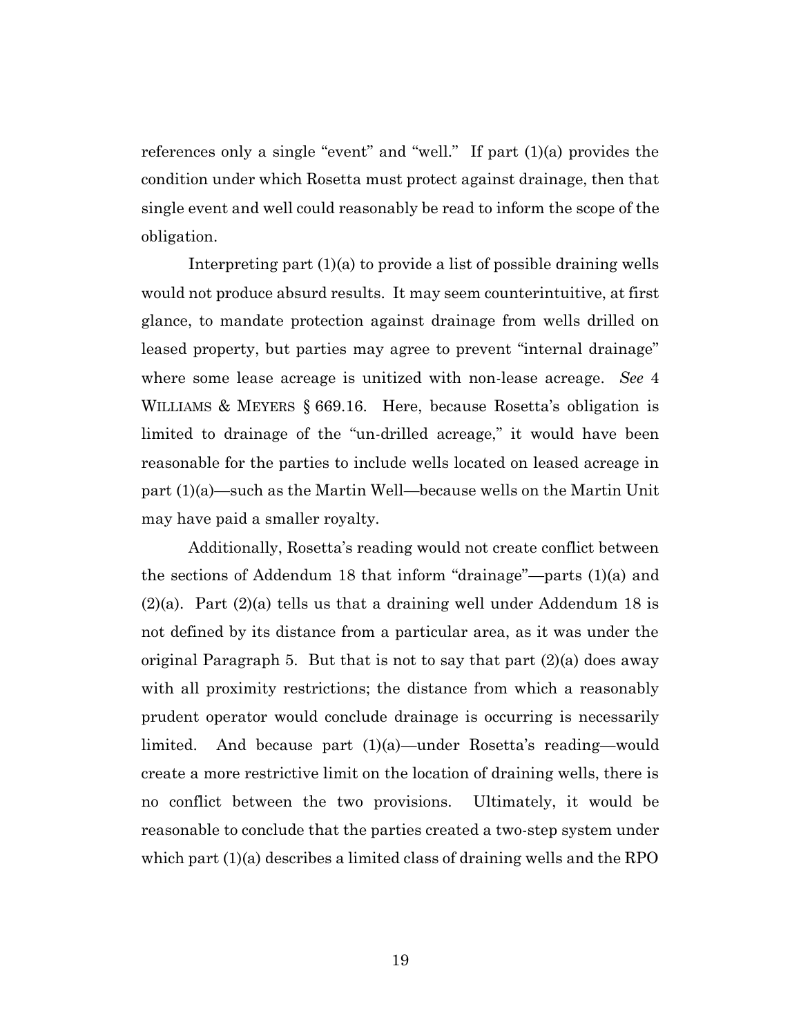references only a single "event" and "well." If part (1)(a) provides the condition under which Rosetta must protect against drainage, then that single event and well could reasonably be read to inform the scope of the obligation.

Interpreting part (1)(a) to provide a list of possible draining wells would not produce absurd results. It may seem counterintuitive, at first glance, to mandate protection against drainage from wells drilled on leased property, but parties may agree to prevent "internal drainage" where some lease acreage is unitized with non-lease acreage. *See* 4 WILLIAMS & MEYERS § 669.16. Here, because Rosetta's obligation is limited to drainage of the "un-drilled acreage," it would have been reasonable for the parties to include wells located on leased acreage in part (1)(a)—such as the Martin Well—because wells on the Martin Unit may have paid a smaller royalty.

Additionally, Rosetta's reading would not create conflict between the sections of Addendum 18 that inform "drainage"—parts (1)(a) and (2)(a). Part (2)(a) tells us that a draining well under Addendum 18 is not defined by its distance from a particular area, as it was under the original Paragraph 5. But that is not to say that part (2)(a) does away with all proximity restrictions; the distance from which a reasonably prudent operator would conclude drainage is occurring is necessarily limited. And because part (1)(a)—under Rosetta's reading—would create a more restrictive limit on the location of draining wells, there is no conflict between the two provisions. Ultimately, it would be reasonable to conclude that the parties created a two-step system under which part (1)(a) describes a limited class of draining wells and the RPO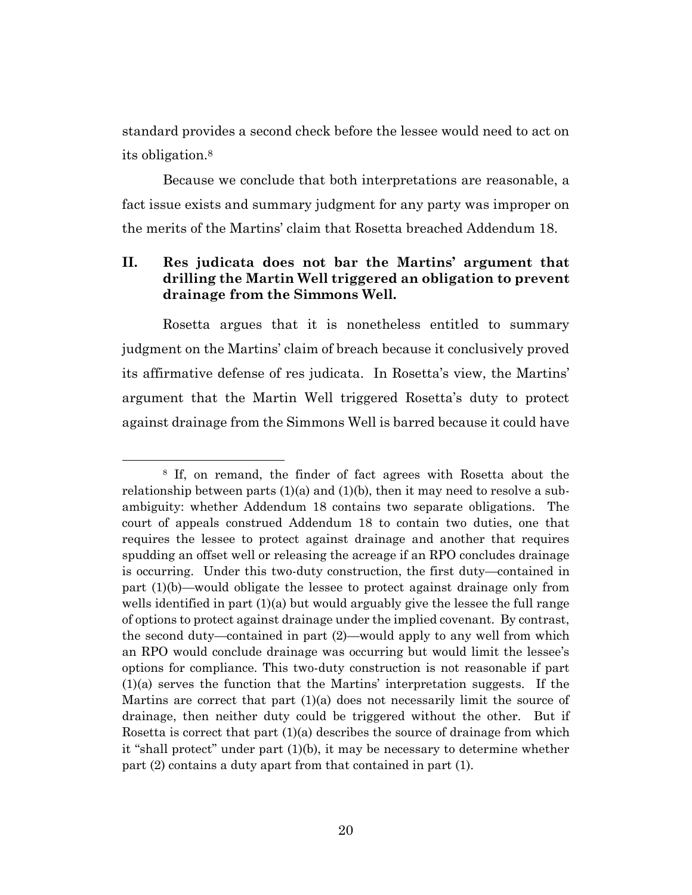standard provides a second check before the lessee would need to act on its obligation.[8]

Because we conclude that both interpretations are reasonable, a fact issue exists and summary judgment for any party was improper on the merits of the Martins' claim that Rosetta breached Addendum 18.

## II. Res judicata does not bar the Martins' argument that drilling the Martin Well triggered an obligation to prevent drainage from the Simmons Well.

Rosetta argues that it is nonetheless entitled to summary judgment on the Martins' claim of breach because it conclusively proved its affirmative defense of res judicata. In Rosetta's view, the Martins' argument that the Martin Well triggered Rosetta's duty to protect against drainage from the Simmons Well is barred because it could have

---

[8] If, on remand, the finder of fact agrees with Rosetta about the relationship between parts (1)(a) and (1)(b), then it may need to resolve a sub-ambiguity: whether Addendum 18 contains two separate obligations. The court of appeals construed Addendum 18 to contain two duties, one that requires the lessee to protect against drainage and another that requires spudding an offset well or releasing the acreage if an RPO concludes drainage is occurring. Under this two-duty construction, the first duty—contained in part (1)(b)—would obligate the lessee to protect against drainage only from wells identified in part (1)(a) but would arguably give the lessee the full range of options to protect against drainage under the implied covenant. By contrast, the second duty—contained in part (2)—would apply to any well from which an RPO would conclude drainage was occurring but would limit the lessee's options for compliance. This two-duty construction is not reasonable if part (1)(a) serves the function that the Martins' interpretation suggests. If the Martins are correct that part (1)(a) does not necessarily limit the source of drainage, then neither duty could be triggered without the other. But if Rosetta is correct that part (1)(a) describes the source of drainage from which it "shall protect" under part (1)(b), it may be necessary to determine whether part (2) contains a duty apart from that contained in part (1).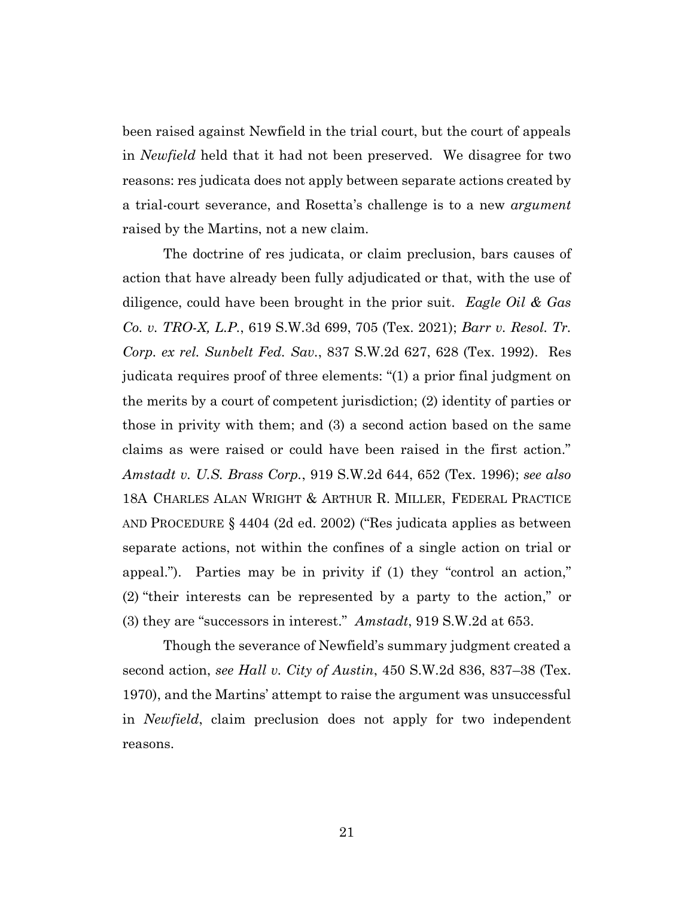been raised against Newfield in the trial court, but the court of appeals in *Newfield* held that it had not been preserved. We disagree for two reasons: res judicata does not apply between separate actions created by a trial-court severance, and Rosetta's challenge is to a new *argument* raised by the Martins, not a new claim.

The doctrine of res judicata, or claim preclusion, bars causes of action that have already been fully adjudicated or that, with the use of diligence, could have been brought in the prior suit. *Eagle Oil & Gas Co. v. TRO-X, L.P.*, 619 S.W.3d 699, 705 (Tex. 2021); *Barr v. Resol. Tr. Corp. ex rel. Sunbelt Fed. Sav.*, 837 S.W.2d 627, 628 (Tex. 1992). Res judicata requires proof of three elements: "(1) a prior final judgment on the merits by a court of competent jurisdiction; (2) identity of parties or those in privity with them; and (3) a second action based on the same claims as were raised or could have been raised in the first action." *Amstadt v. U.S. Brass Corp.*, 919 S.W.2d 644, 652 (Tex. 1996); *see also* 18A CHARLES ALAN WRIGHT & ARTHUR R. MILLER, FEDERAL PRACTICE AND PROCEDURE § 4404 (2d ed. 2002) ("Res judicata applies as between separate actions, not within the confines of a single action on trial or appeal."). Parties may be in privity if (1) they "control an action," (2) "their interests can be represented by a party to the action," or (3) they are "successors in interest." *Amstadt*, 919 S.W.2d at 653.

Though the severance of Newfield's summary judgment created a second action, *see Hall v. City of Austin*, 450 S.W.2d 836, 837–38 (Tex. 1970), and the Martins' attempt to raise the argument was unsuccessful in *Newfield*, claim preclusion does not apply for two independent reasons.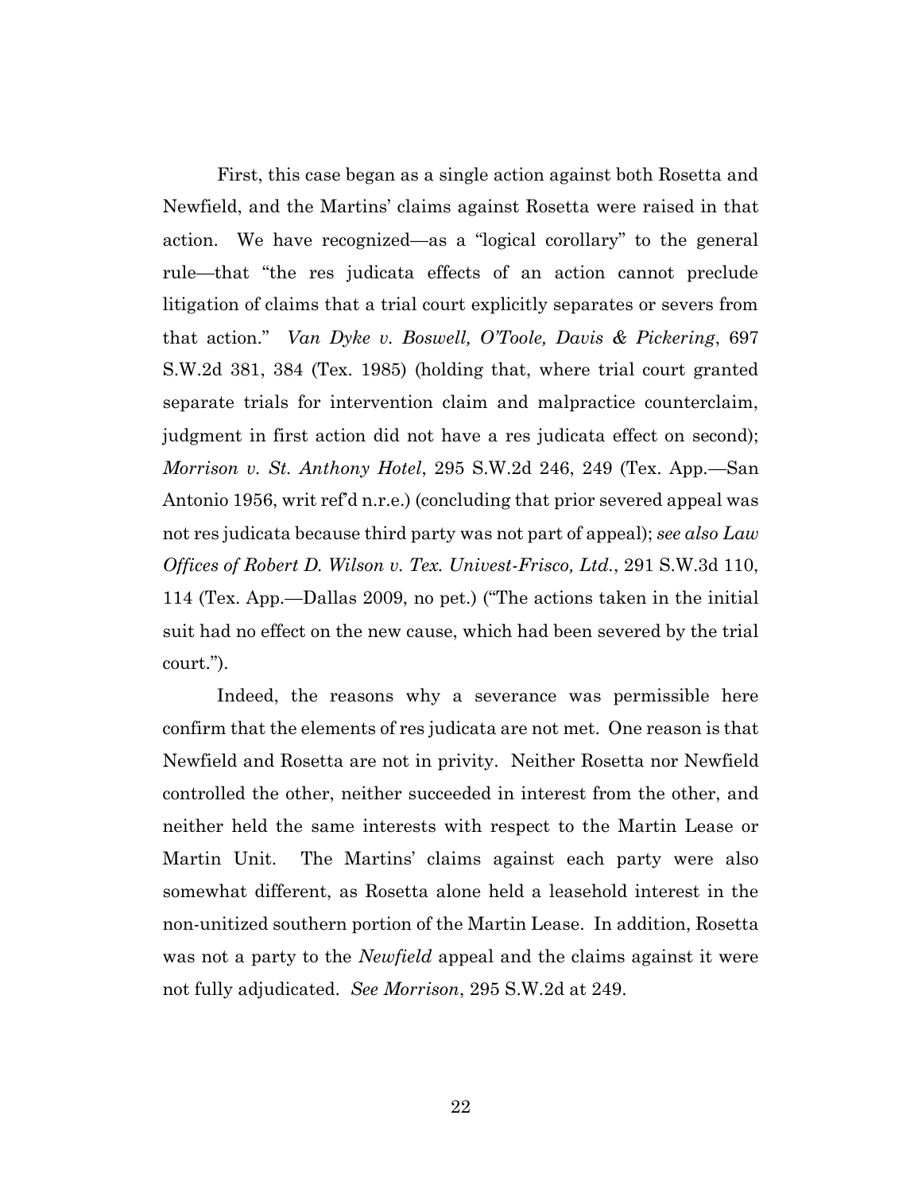First, this case began as a single action against both Rosetta and Newfield, and the Martins' claims against Rosetta were raised in that action. We have recognized—as a "logical corollary" to the general rule—that "the res judicata effects of an action cannot preclude litigation of claims that a trial court explicitly separates or severs from that action." *Van Dyke v. Boswell, O'Toole, Davis & Pickering*, 697 S.W.2d 381, 384 (Tex. 1985) (holding that, where trial court granted separate trials for intervention claim and malpractice counterclaim, judgment in first action did not have a res judicata effect on second); *Morrison v. St. Anthony Hotel*, 295 S.W.2d 246, 249 (Tex. App.—San Antonio 1956, writ ref'd n.r.e.) (concluding that prior severed appeal was not res judicata because third party was not part of appeal); *see also Law Offices of Robert D. Wilson v. Tex. Univest-Frisco, Ltd.*, 291 S.W.3d 110, 114 (Tex. App.—Dallas 2009, no pet.) ("The actions taken in the initial suit had no effect on the new cause, which had been severed by the trial court.").

Indeed, the reasons why a severance was permissible here confirm that the elements of res judicata are not met. One reason is that Newfield and Rosetta are not in privity. Neither Rosetta nor Newfield controlled the other, neither succeeded in interest from the other, and neither held the same interests with respect to the Martin Lease or Martin Unit. The Martins' claims against each party were also somewhat different, as Rosetta alone held a leasehold interest in the non-unitized southern portion of the Martin Lease. In addition, Rosetta was not a party to the *Newfield* appeal and the claims against it were not fully adjudicated. *See Morrison*, 295 S.W.2d at 249.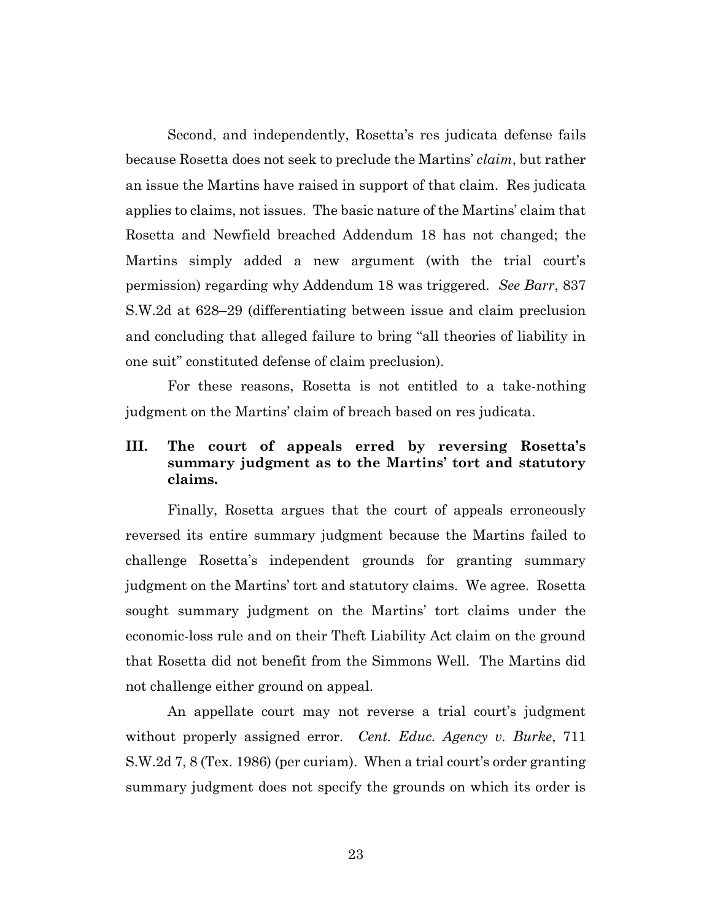Second, and independently, Rosetta's res judicata defense fails because Rosetta does not seek to preclude the Martins' *claim*, but rather an issue the Martins have raised in support of that claim. Res judicata applies to claims, not issues. The basic nature of the Martins' claim that Rosetta and Newfield breached Addendum 18 has not changed; the Martins simply added a new argument (with the trial court's permission) regarding why Addendum 18 was triggered. *See Barr*, 837 S.W.2d at 628–29 (differentiating between issue and claim preclusion and concluding that alleged failure to bring "all theories of liability in one suit" constituted defense of claim preclusion).

For these reasons, Rosetta is not entitled to a take-nothing judgment on the Martins' claim of breach based on res judicata.

## III. The court of appeals erred by reversing Rosetta's summary judgment as to the Martins' tort and statutory claims.

Finally, Rosetta argues that the court of appeals erroneously reversed its entire summary judgment because the Martins failed to challenge Rosetta's independent grounds for granting summary judgment on the Martins' tort and statutory claims. We agree. Rosetta sought summary judgment on the Martins' tort claims under the economic-loss rule and on their Theft Liability Act claim on the ground that Rosetta did not benefit from the Simmons Well. The Martins did not challenge either ground on appeal.

An appellate court may not reverse a trial court's judgment without properly assigned error. *Cent. Educ. Agency v. Burke*, 711 S.W.2d 7, 8 (Tex. 1986) (per curiam). When a trial court's order granting summary judgment does not specify the grounds on which its order is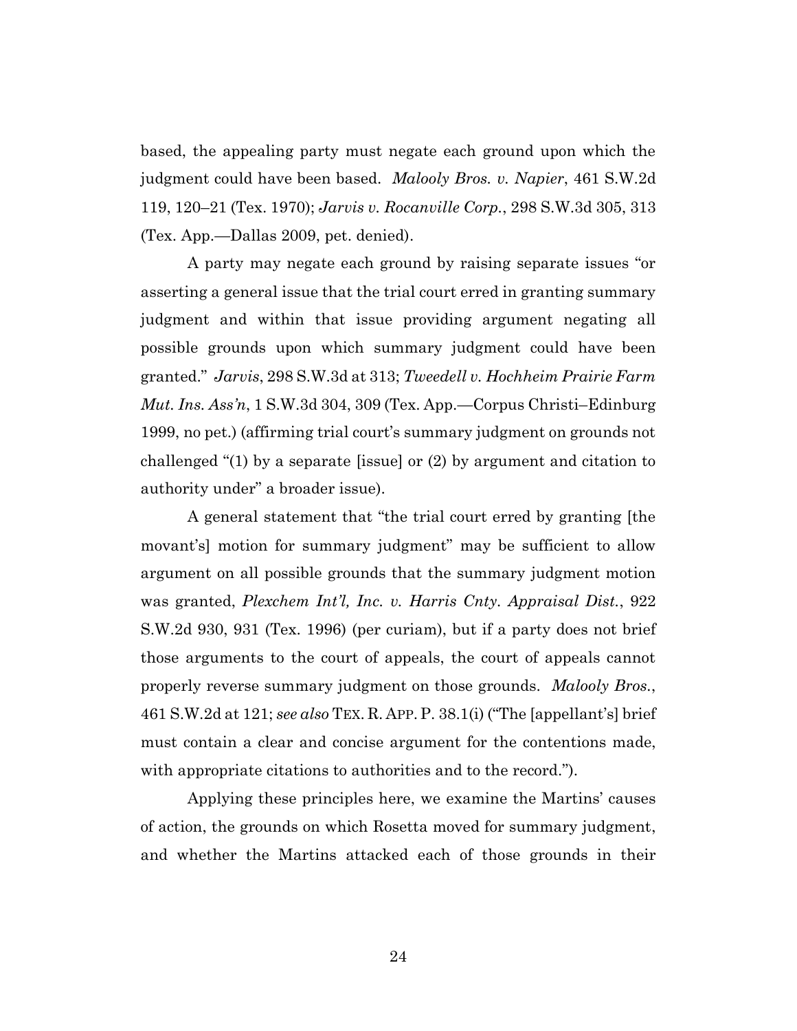based, the appealing party must negate each ground upon which the judgment could have been based. *Malooly Bros. v. Napier*, 461 S.W.2d 119, 120–21 (Tex. 1970); *Jarvis v. Rocanville Corp.*, 298 S.W.3d 305, 313 (Tex. App.—Dallas 2009, pet. denied).

A party may negate each ground by raising separate issues "or asserting a general issue that the trial court erred in granting summary judgment and within that issue providing argument negating all possible grounds upon which summary judgment could have been granted." *Jarvis*, 298 S.W.3d at 313; *Tweedell v. Hochheim Prairie Farm Mut. Ins. Ass'n*, 1 S.W.3d 304, 309 (Tex. App.—Corpus Christi–Edinburg 1999, no pet.) (affirming trial court's summary judgment on grounds not challenged "(1) by a separate [issue] or (2) by argument and citation to authority under" a broader issue).

A general statement that "the trial court erred by granting [the movant's] motion for summary judgment" may be sufficient to allow argument on all possible grounds that the summary judgment motion was granted, *Plexchem Int'l, Inc. v. Harris Cnty. Appraisal Dist.*, 922 S.W.2d 930, 931 (Tex. 1996) (per curiam), but if a party does not brief those arguments to the court of appeals, the court of appeals cannot properly reverse summary judgment on those grounds. *Malooly Bros.*, 461 S.W.2d at 121; *see also* TEX. R. APP. P. 38.1(i) ("The [appellant's] brief must contain a clear and concise argument for the contentions made, with appropriate citations to authorities and to the record.").

Applying these principles here, we examine the Martins' causes of action, the grounds on which Rosetta moved for summary judgment, and whether the Martins attacked each of those grounds in their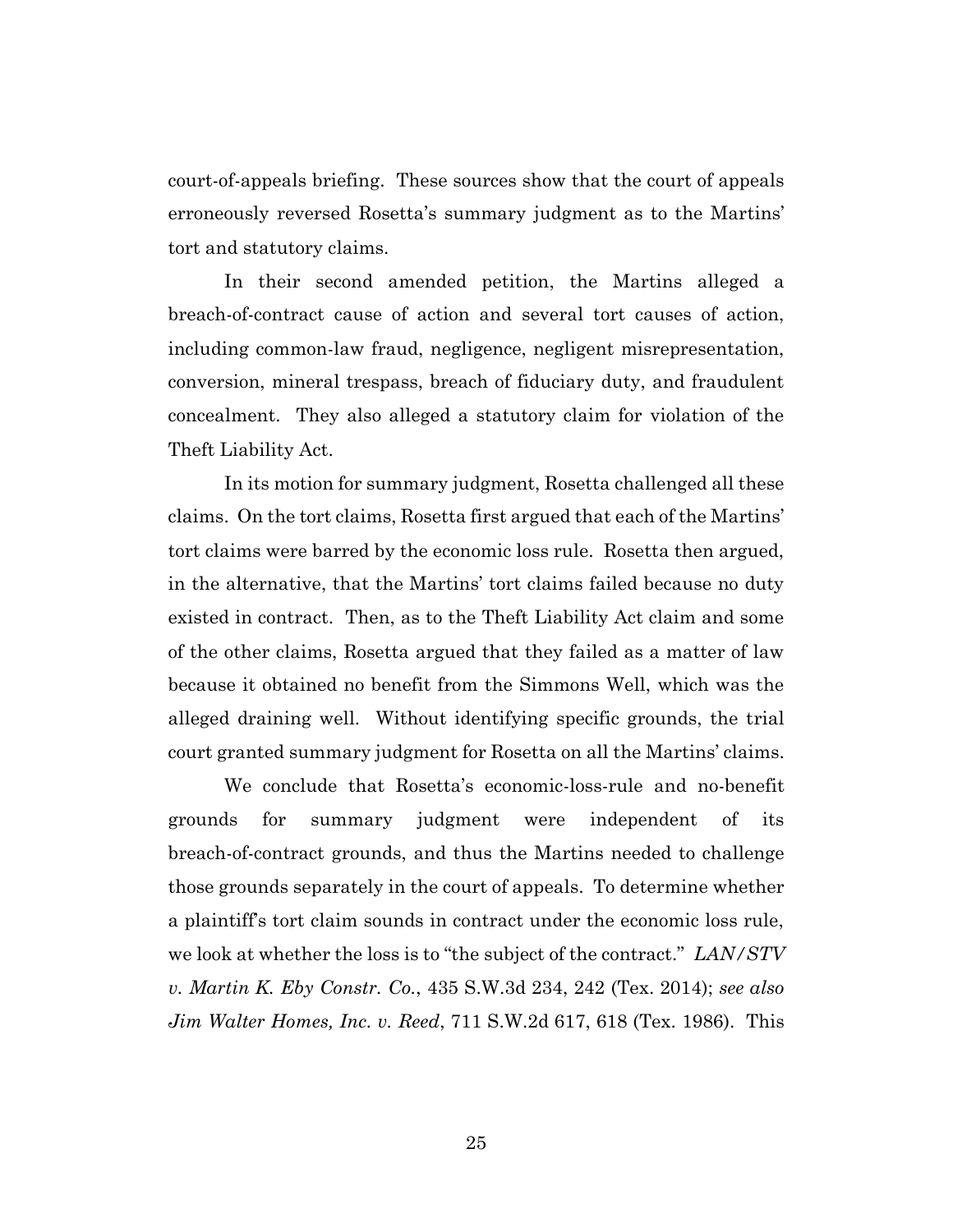court-of-appeals briefing. These sources show that the court of appeals erroneously reversed Rosetta's summary judgment as to the Martins' tort and statutory claims.

In their second amended petition, the Martins alleged a breach-of-contract cause of action and several tort causes of action, including common-law fraud, negligence, negligent misrepresentation, conversion, mineral trespass, breach of fiduciary duty, and fraudulent concealment. They also alleged a statutory claim for violation of the Theft Liability Act.

In its motion for summary judgment, Rosetta challenged all these claims. On the tort claims, Rosetta first argued that each of the Martins' tort claims were barred by the economic loss rule. Rosetta then argued, in the alternative, that the Martins' tort claims failed because no duty existed in contract. Then, as to the Theft Liability Act claim and some of the other claims, Rosetta argued that they failed as a matter of law because it obtained no benefit from the Simmons Well, which was the alleged draining well. Without identifying specific grounds, the trial court granted summary judgment for Rosetta on all the Martins' claims.

We conclude that Rosetta's economic-loss-rule and no-benefit grounds for summary judgment were independent of its breach-of-contract grounds, and thus the Martins needed to challenge those grounds separately in the court of appeals. To determine whether a plaintiff's tort claim sounds in contract under the economic loss rule, we look at whether the loss is to "the subject of the contract." *LAN/STV v. Martin K. Eby Constr. Co.*, 435 S.W.3d 234, 242 (Tex. 2014); *see also Jim Walter Homes, Inc. v. Reed*, 711 S.W.2d 617, 618 (Tex. 1986). This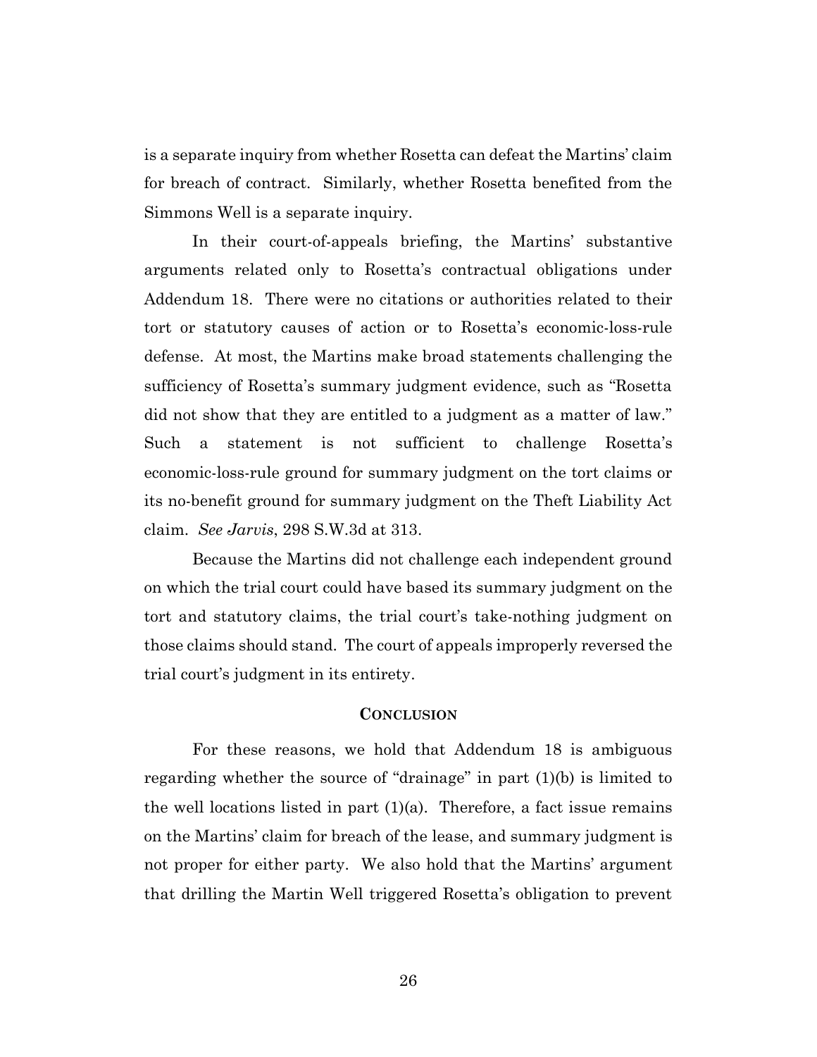is a separate inquiry from whether Rosetta can defeat the Martins' claim for breach of contract. Similarly, whether Rosetta benefited from the Simmons Well is a separate inquiry.

In their court-of-appeals briefing, the Martins' substantive arguments related only to Rosetta's contractual obligations under Addendum 18. There were no citations or authorities related to their tort or statutory causes of action or to Rosetta's economic-loss-rule defense. At most, the Martins make broad statements challenging the sufficiency of Rosetta's summary judgment evidence, such as "Rosetta did not show that they are entitled to a judgment as a matter of law." Such a statement is not sufficient to challenge Rosetta's economic-loss-rule ground for summary judgment on the tort claims or its no-benefit ground for summary judgment on the Theft Liability Act claim. *See Jarvis*, 298 S.W.3d at 313.

Because the Martins did not challenge each independent ground on which the trial court could have based its summary judgment on the tort and statutory claims, the trial court's take-nothing judgment on those claims should stand. The court of appeals improperly reversed the trial court's judgment in its entirety.

## Conclusion

For these reasons, we hold that Addendum 18 is ambiguous regarding whether the source of "drainage" in part (1)(b) is limited to the well locations listed in part (1)(a). Therefore, a fact issue remains on the Martins' claim for breach of the lease, and summary judgment is not proper for either party. We also hold that the Martins' argument that drilling the Martin Well triggered Rosetta's obligation to prevent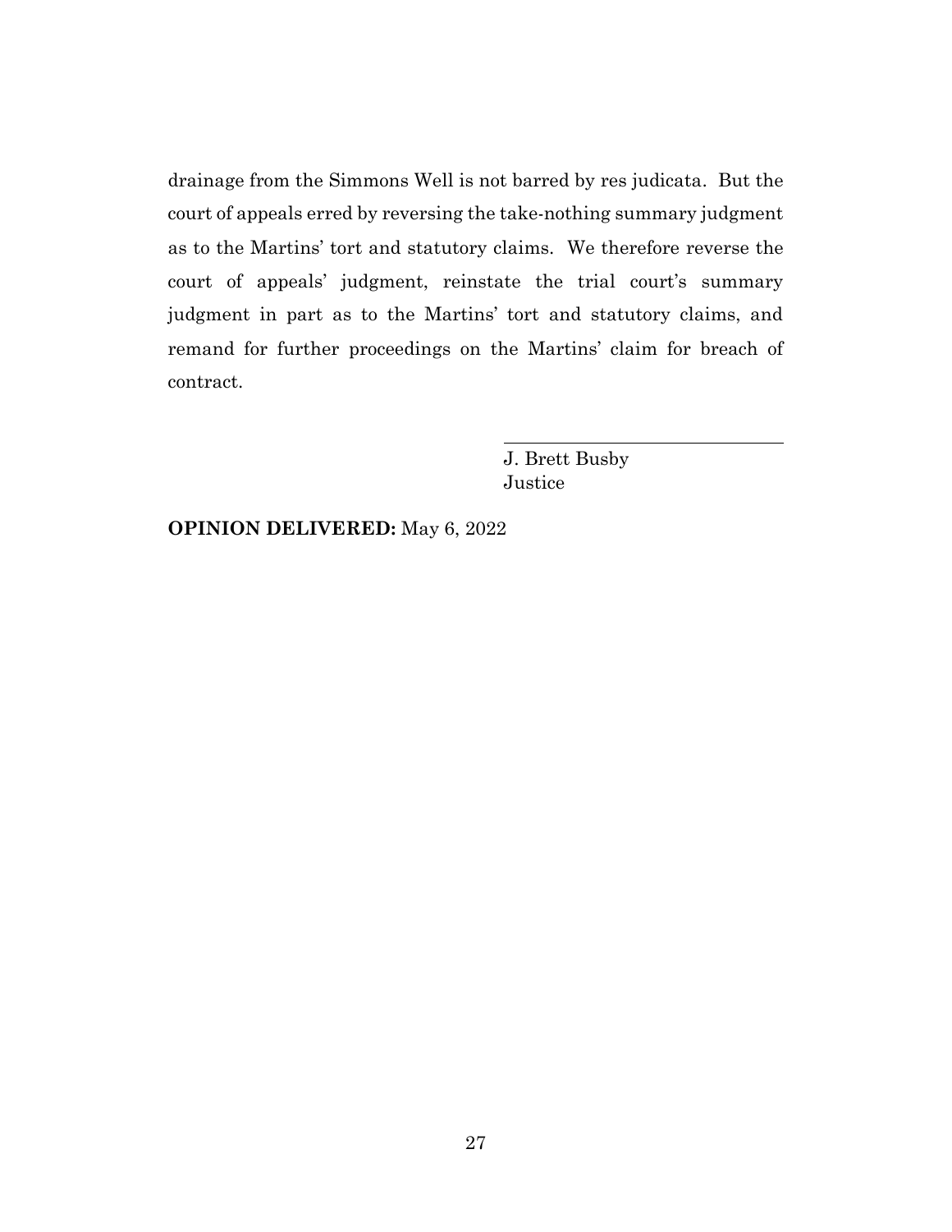drainage from the Simmons Well is not barred by res judicata. But the court of appeals erred by reversing the take-nothing summary judgment as to the Martins' tort and statutory claims. We therefore reverse the court of appeals' judgment, reinstate the trial court's summary judgment in part as to the Martins' tort and statutory claims, and remand for further proceedings on the Martins' claim for breach of contract.

J. Brett Busby
Justice

**OPINION DELIVERED:** May 6, 2022